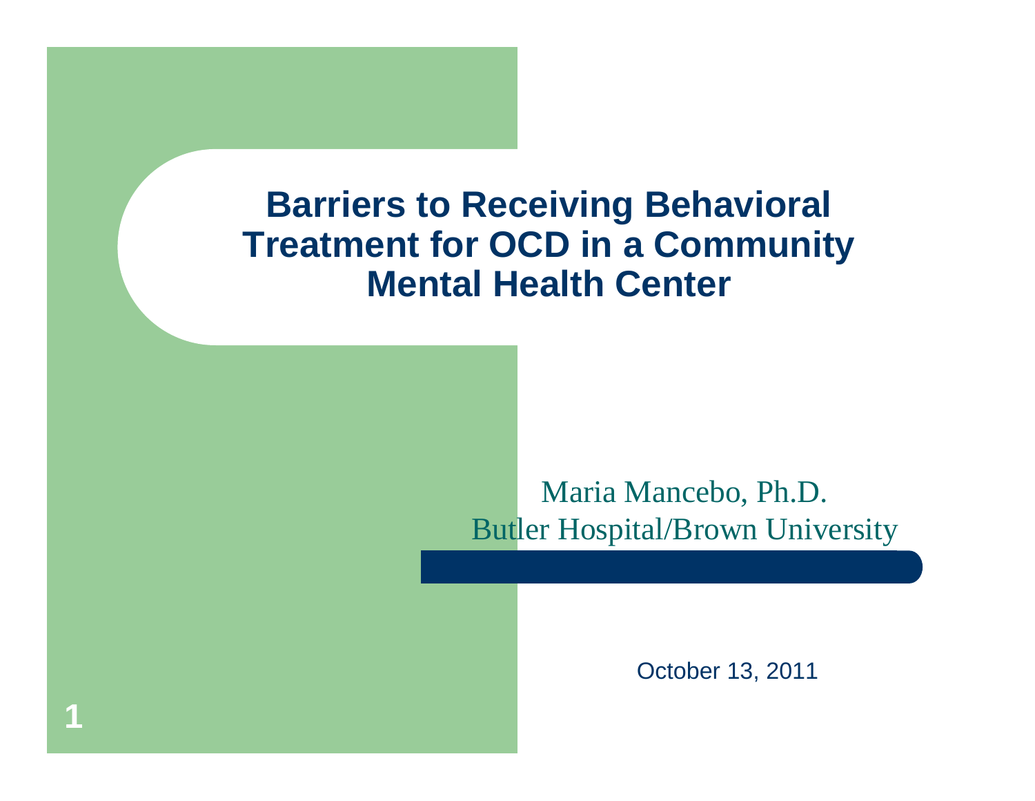# Barriers to Receiving Behavioral Treatment for OCD in a Community Mental Health Center

Maria Mancebo, Ph.D.
Butler Hospital/Brown University

October 13, 2011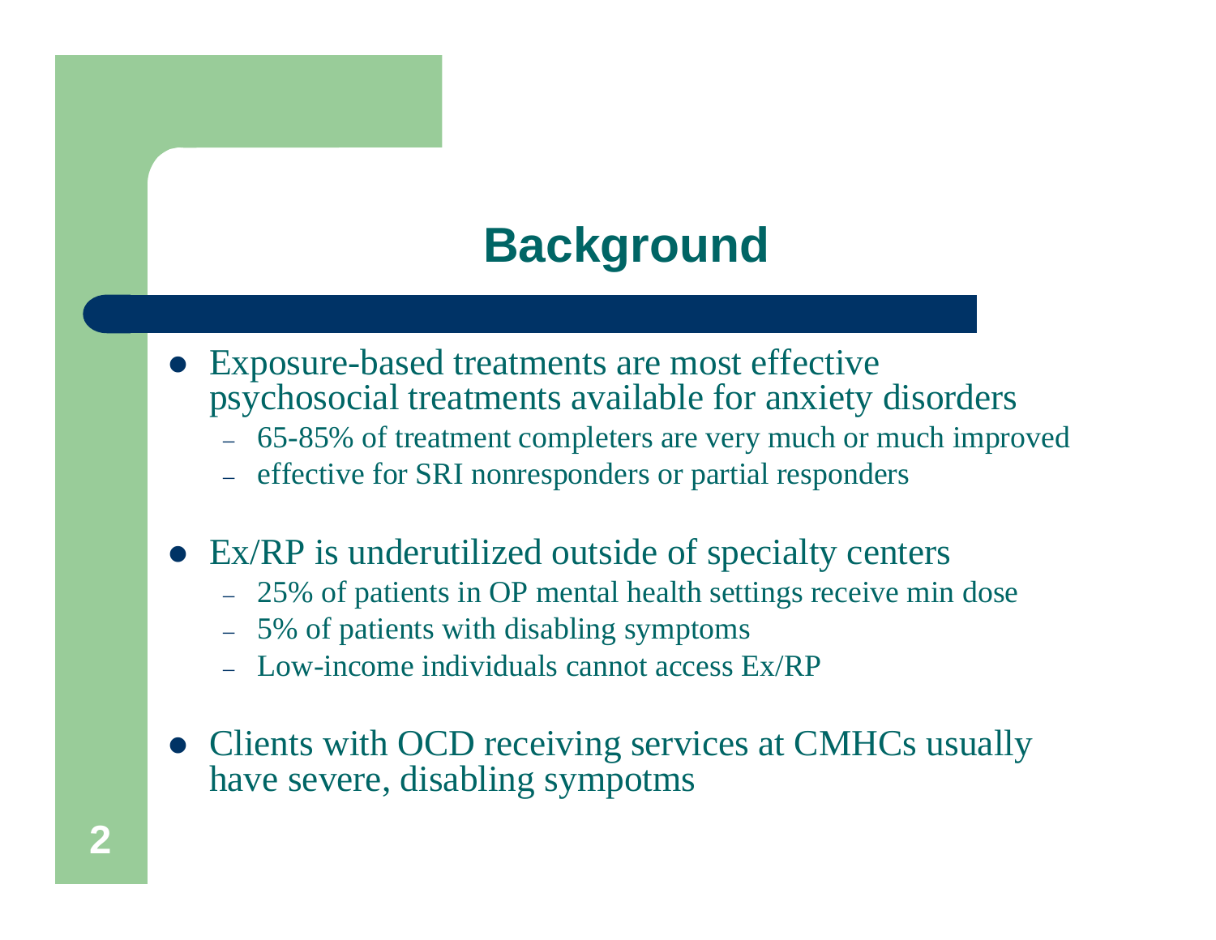# Background

- Exposure-based treatments are most effective psychosocial treatments available for anxiety disorders
  - 65-85% of treatment completers are very much or much improved
  - effective for SRI nonresponders or partial responders

- Ex/RP is underutilized outside of specialty centers
  - 25% of patients in OP mental health settings receive min dose
  - 5% of patients with disabling symptoms
  - Low-income individuals cannot access Ex/RP

- Clients with OCD receiving services at CMHCs usually have severe, disabling sympotms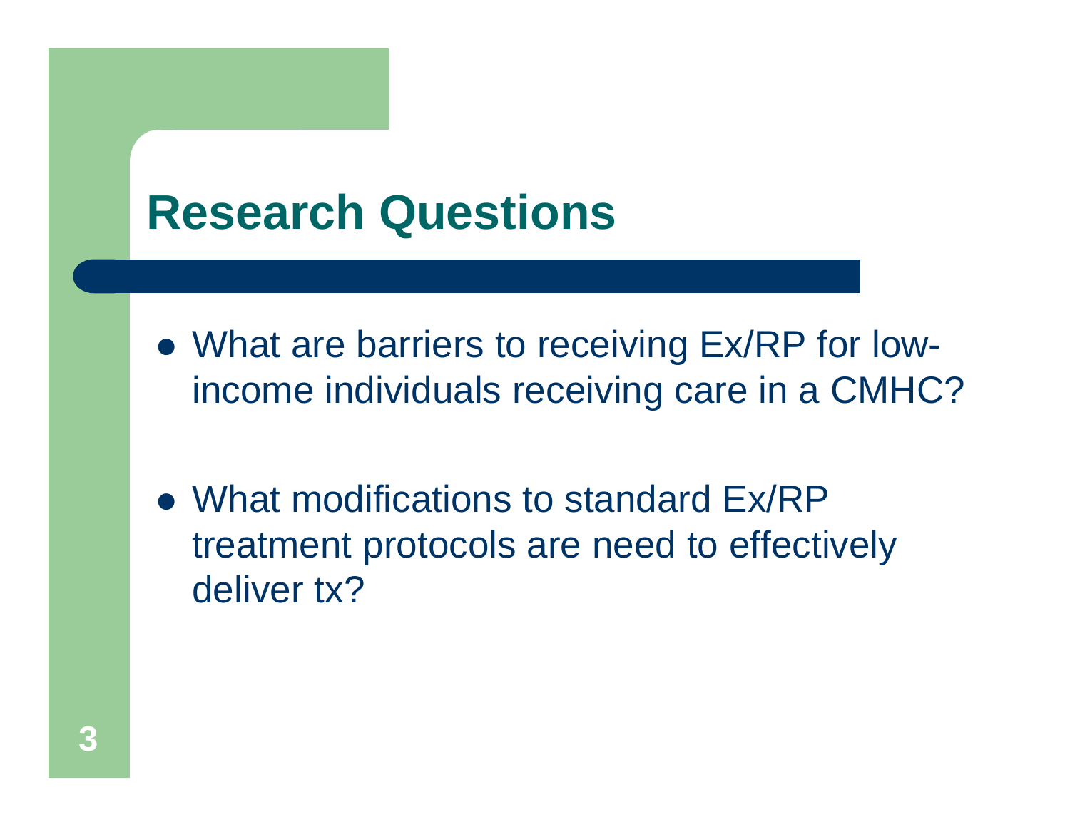# Research Questions

- What are barriers to receiving Ex/RP for low-income individuals receiving care in a CMHC?
- What modifications to standard Ex/RP treatment protocols are need to effectively deliver tx?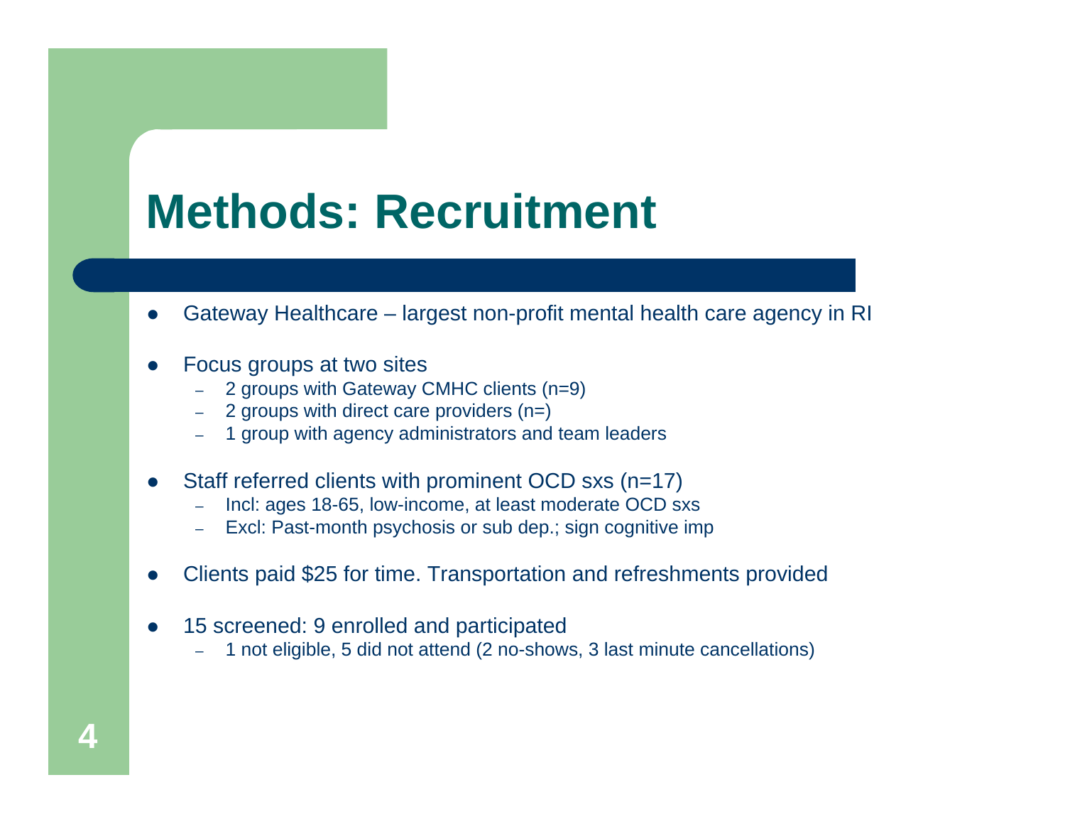# Methods: Recruitment

- Gateway Healthcare – largest non-profit mental health care agency in RI
- Focus groups at two sites
  - 2 groups with Gateway CMHC clients (n=9)
  - 2 groups with direct care providers (n=)
  - 1 group with agency administrators and team leaders
- Staff referred clients with prominent OCD sxs (n=17)
  - Incl: ages 18-65, low-income, at least moderate OCD sxs
  - Excl: Past-month psychosis or sub dep.; sign cognitive imp
- Clients paid $25 for time. Transportation and refreshments provided
- 15 screened: 9 enrolled and participated
  - 1 not eligible, 5 did not attend (2 no-shows, 3 last minute cancellations)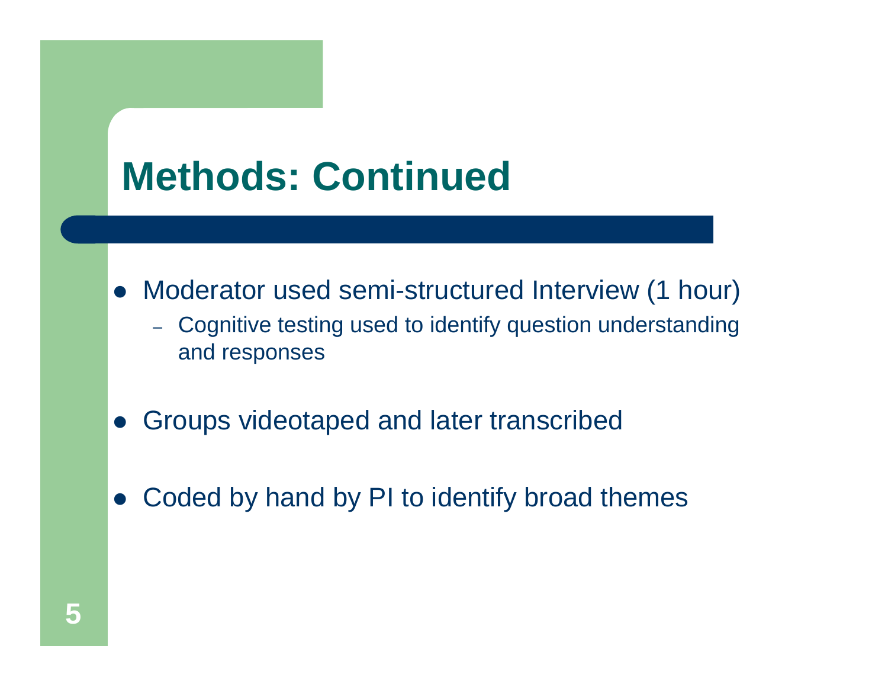# Methods: Continued

- Moderator used semi-structured Interview (1 hour)
  - Cognitive testing used to identify question understanding and responses
- Groups videotaped and later transcribed
- Coded by hand by PI to identify broad themes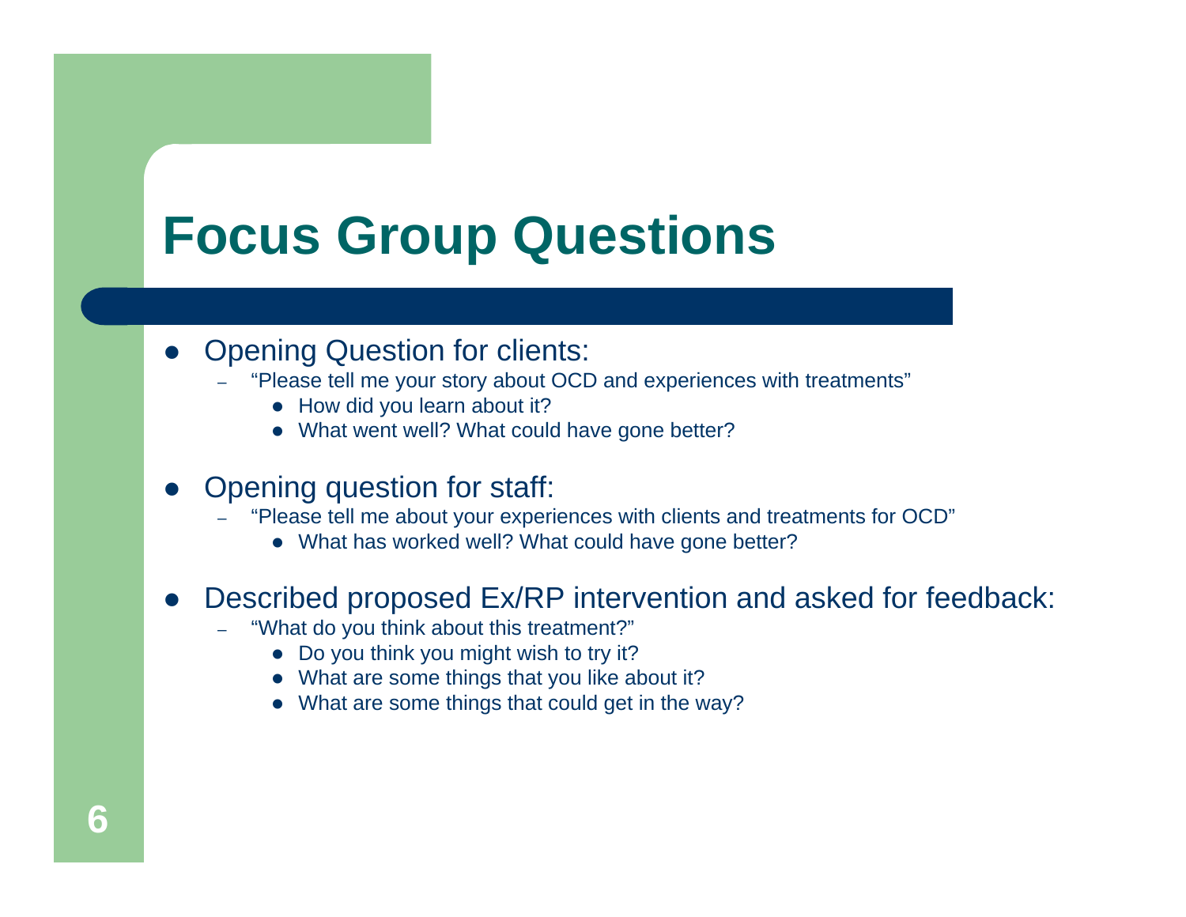# Focus Group Questions

- Opening Question for clients:
  - "Please tell me your story about OCD and experiences with treatments"
    - How did you learn about it?
    - What went well? What could have gone better?

- Opening question for staff:
  - "Please tell me about your experiences with clients and treatments for OCD"
    - What has worked well? What could have gone better?

- Described proposed Ex/RP intervention and asked for feedback:
  - "What do you think about this treatment?"
    - Do you think you might wish to try it?
    - What are some things that you like about it?
    - What are some things that could get in the way?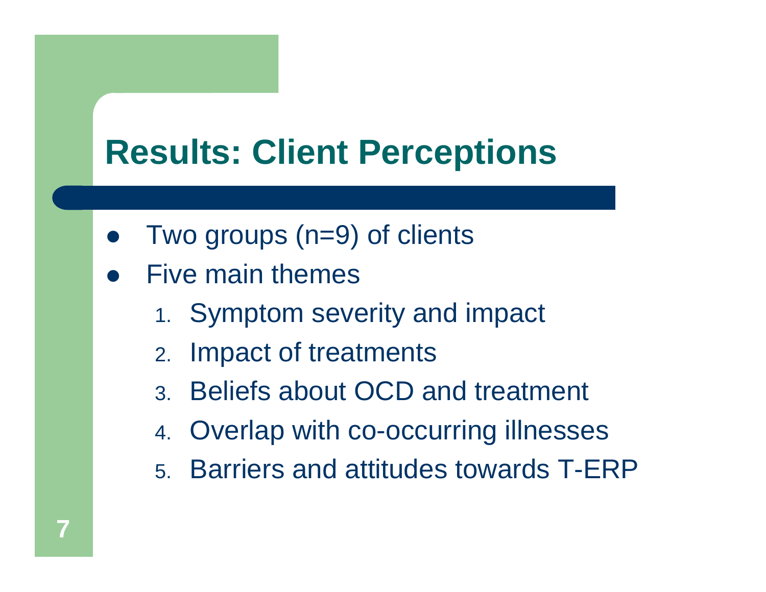# Results: Client Perceptions

- Two groups (n=9) of clients
- Five main themes
  1. Symptom severity and impact
  2. Impact of treatments
  3. Beliefs about OCD and treatment
  4. Overlap with co-occurring illnesses
  5. Barriers and attitudes towards T-ERP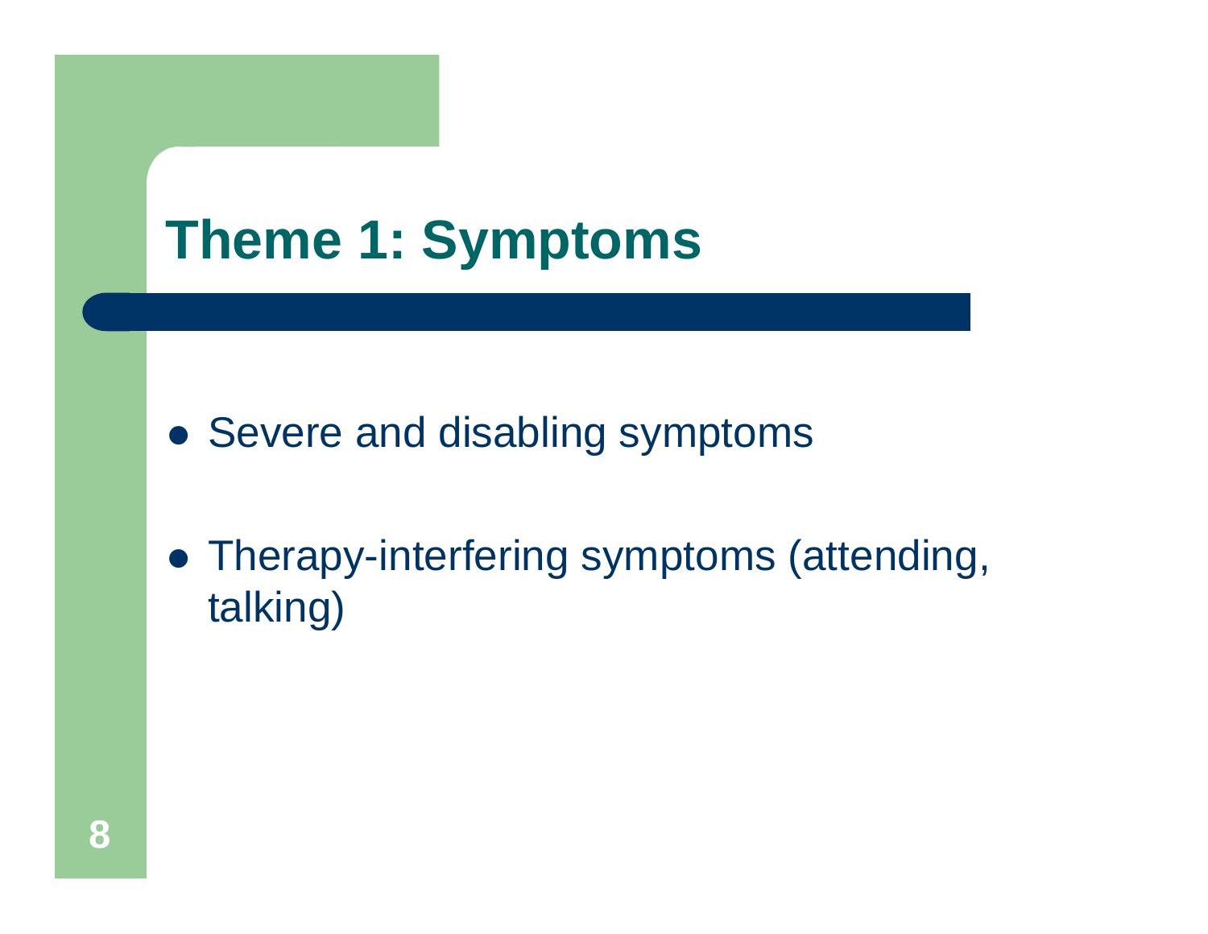# Theme 1: Symptoms

- Severe and disabling symptoms
- Therapy-interfering symptoms (attending, talking)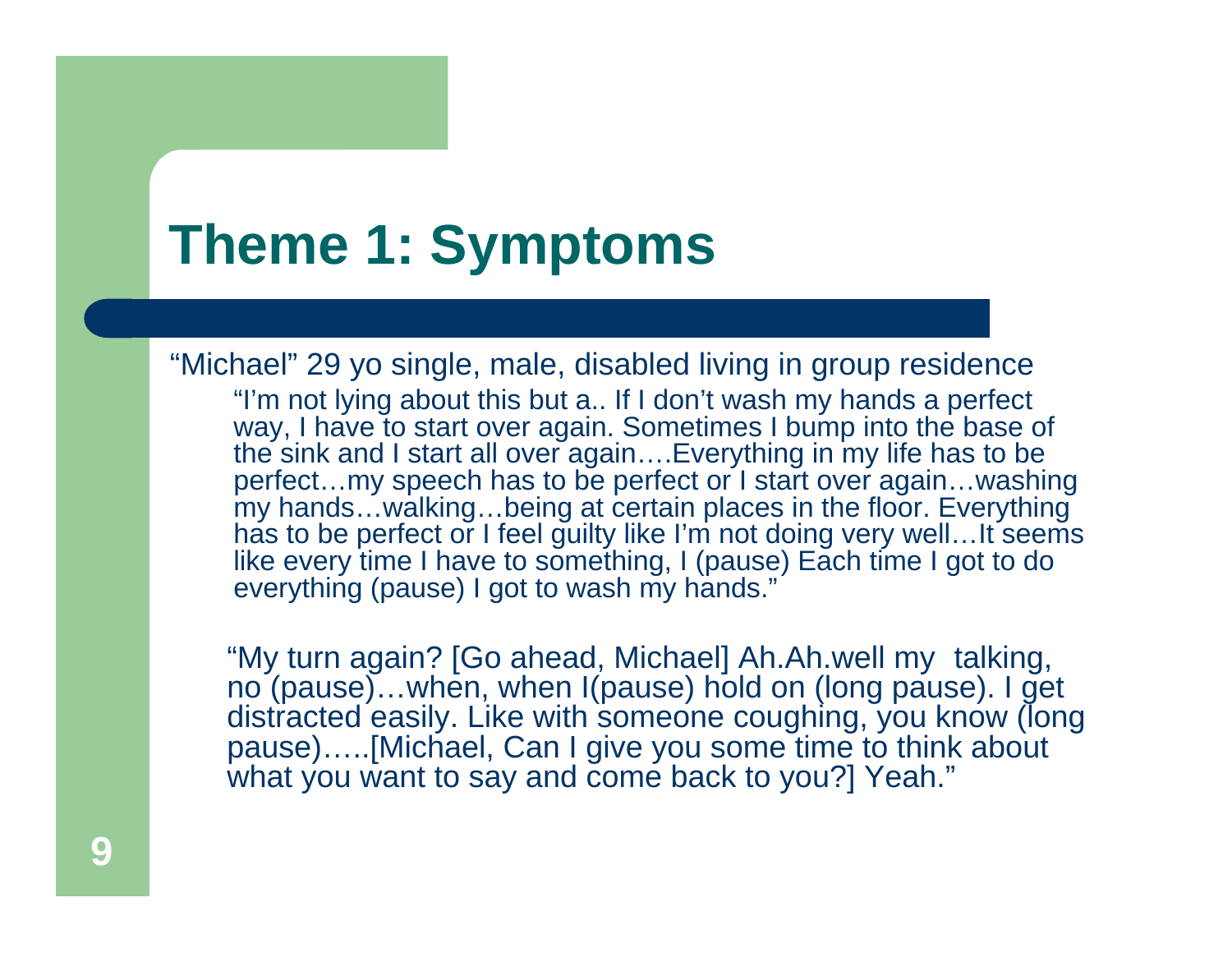# Theme 1: Symptoms

"Michael" 29 yo single, male, disabled living in group residence

> "I'm not lying about this but a.. If I don't wash my hands a perfect way, I have to start over again. Sometimes I bump into the base of the sink and I start all over again….Everything in my life has to be perfect…my speech has to be perfect or I start over again…washing my hands…walking…being at certain places in the floor. Everything has to be perfect or I feel guilty like I'm not doing very well…It seems like every time I have to something, I (pause) Each time I got to do everything (pause) I got to wash my hands."

> "My turn again? [Go ahead, Michael] Ah.Ah.well my talking, no (pause)…when, when I(pause) hold on (long pause). I get distracted easily. Like with someone coughing, you know (long pause)…..[Michael, Can I give you some time to think about what you want to say and come back to you?] Yeah."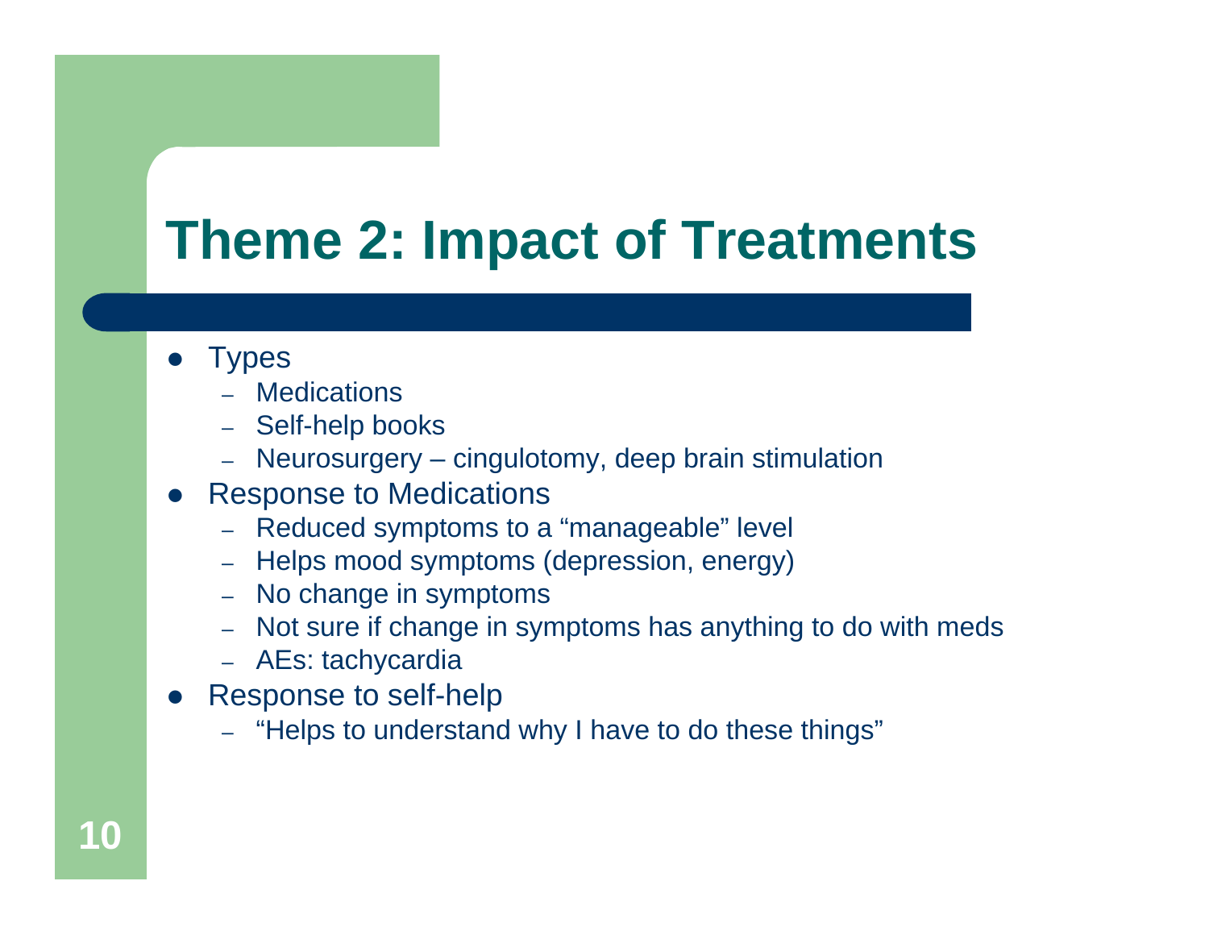# Theme 2: Impact of Treatments

- Types
  - Medications
  - Self-help books
  - Neurosurgery – cingulotomy, deep brain stimulation
- Response to Medications
  - Reduced symptoms to a "manageable" level
  - Helps mood symptoms (depression, energy)
  - No change in symptoms
  - Not sure if change in symptoms has anything to do with meds
  - AEs: tachycardia
- Response to self-help
  - "Helps to understand why I have to do these things"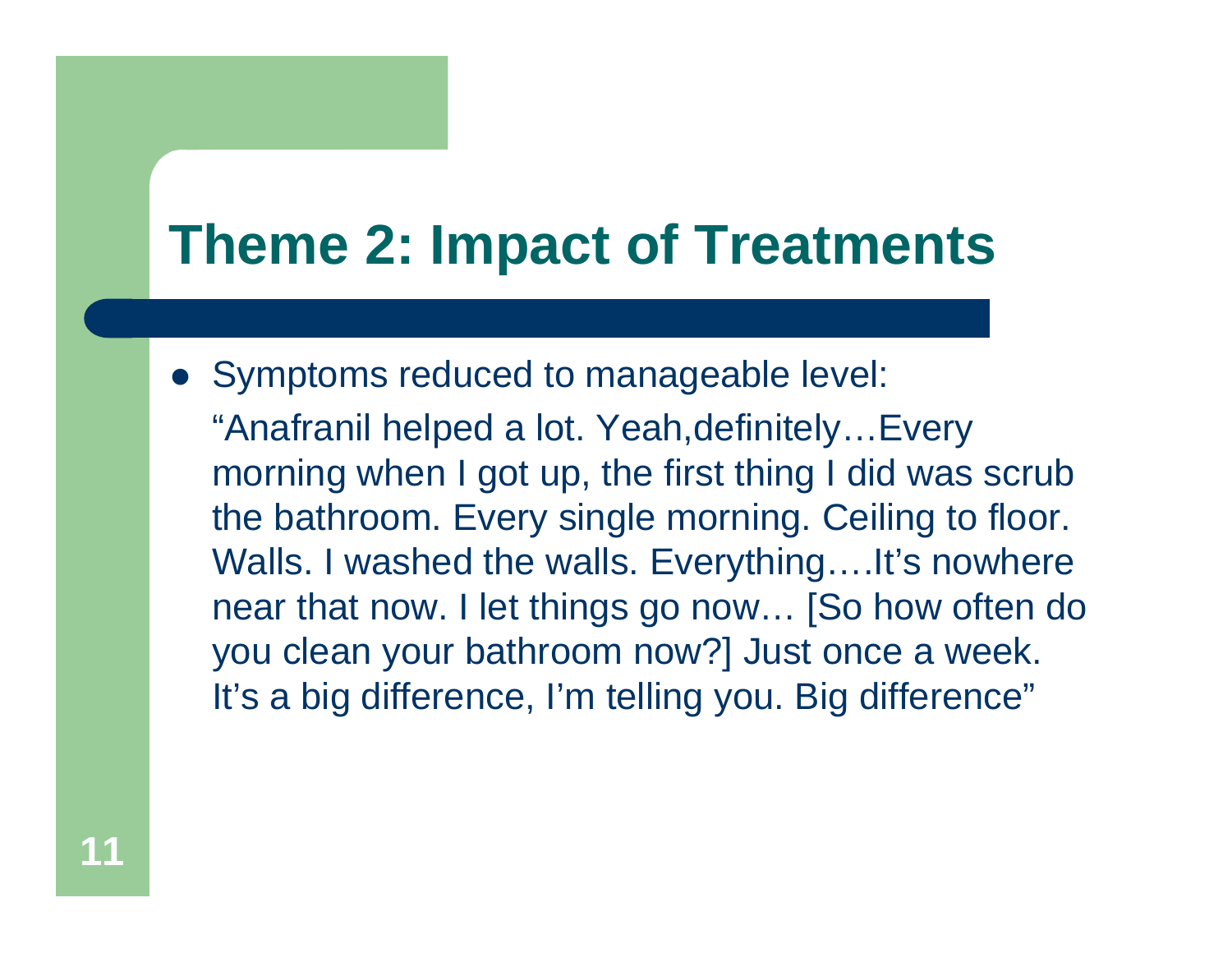# Theme 2: Impact of Treatments

- Symptoms reduced to manageable level:

  "Anafranil helped a lot. Yeah,definitely…Every morning when I got up, the first thing I did was scrub the bathroom. Every single morning. Ceiling to floor. Walls. I washed the walls. Everything….It's nowhere near that now. I let things go now… [So how often do you clean your bathroom now?] Just once a week. It's a big difference, I'm telling you. Big difference"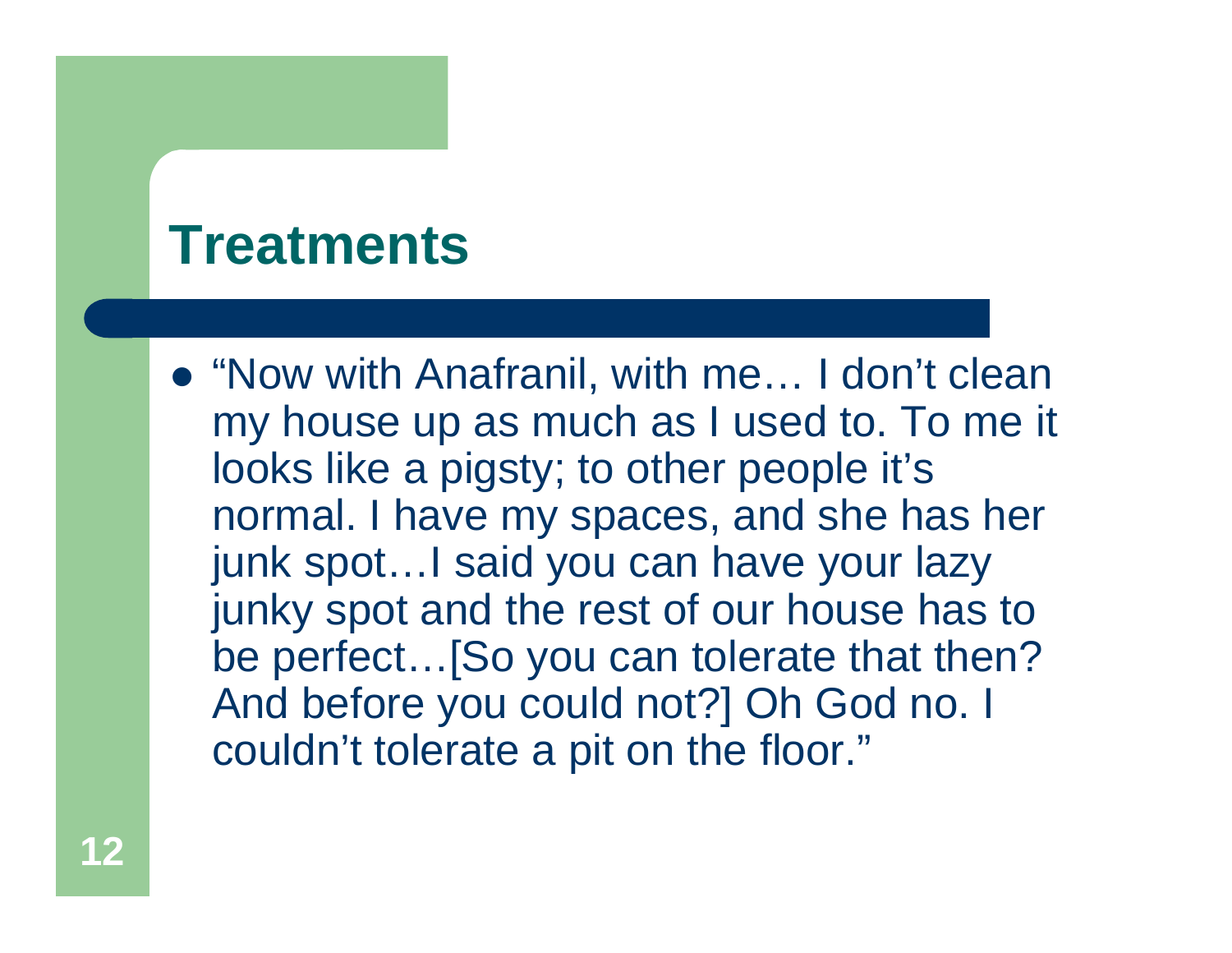# Treatments

- “Now with Anafranil, with me… I don’t clean my house up as much as I used to. To me it looks like a pigsty; to other people it’s normal. I have my spaces, and she has her junk spot…I said you can have your lazy junky spot and the rest of our house has to be perfect…[So you can tolerate that then? And before you could not?] Oh God no. I couldn’t tolerate a pit on the floor.”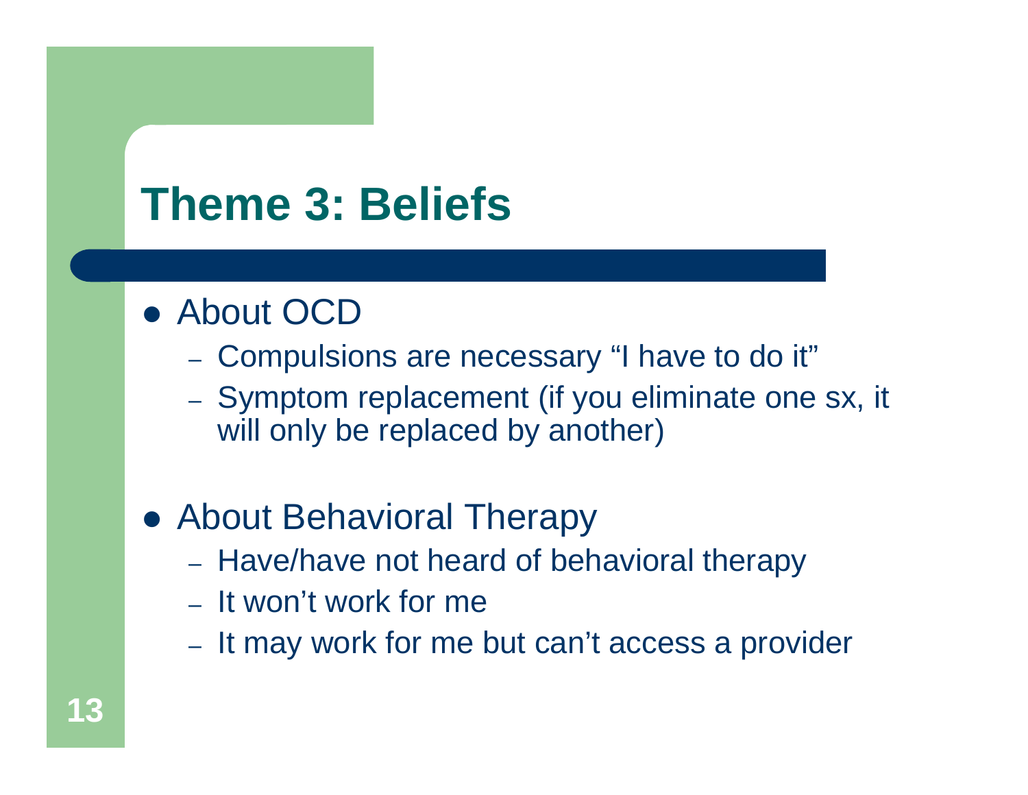# Theme 3: Beliefs

- About OCD
  - Compulsions are necessary "I have to do it"
  - Symptom replacement (if you eliminate one sx, it will only be replaced by another)

- About Behavioral Therapy
  - Have/have not heard of behavioral therapy
  - It won't work for me
  - It may work for me but can't access a provider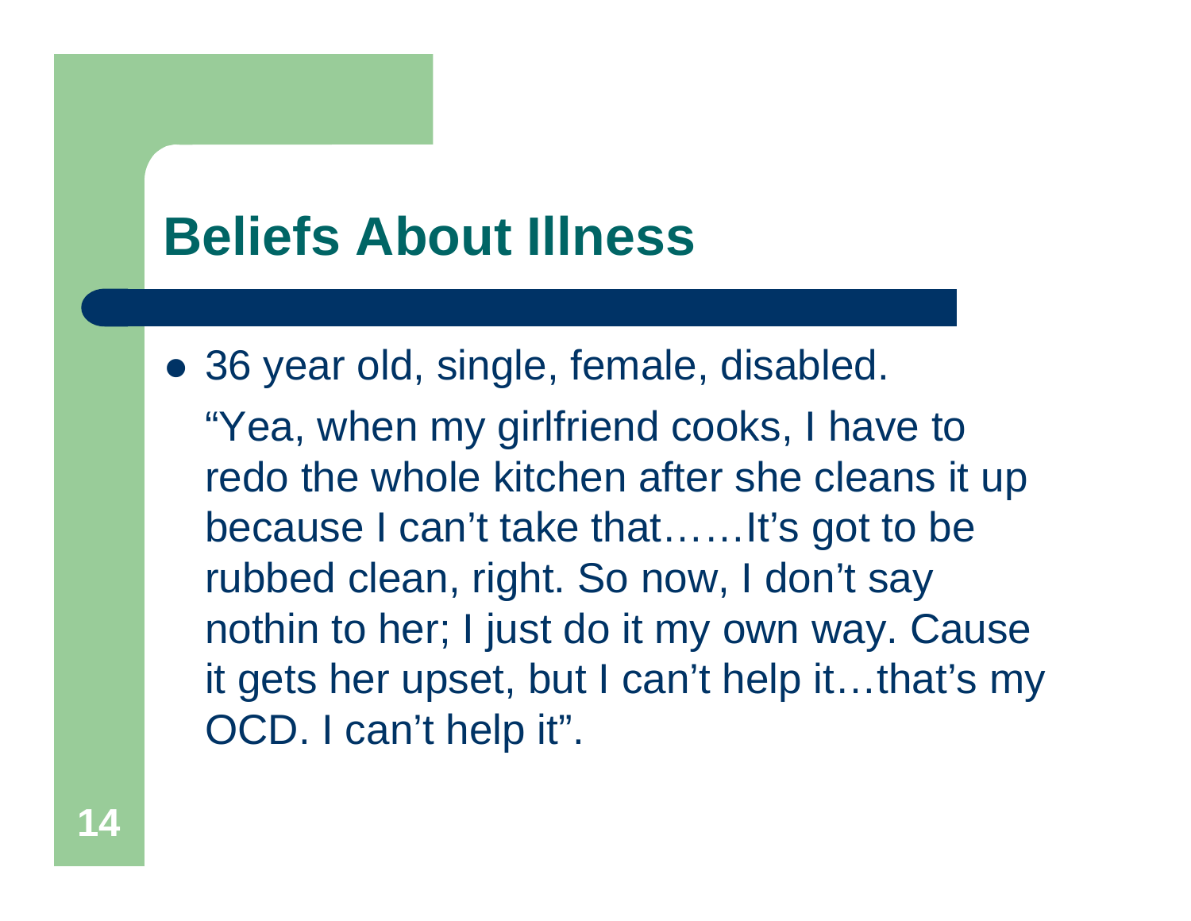# Beliefs About Illness

- 36 year old, single, female, disabled.

  "Yea, when my girlfriend cooks, I have to redo the whole kitchen after she cleans it up because I can't take that……It's got to be rubbed clean, right. So now, I don't say nothin to her; I just do it my own way. Cause it gets her upset, but I can't help it…that's my OCD. I can't help it".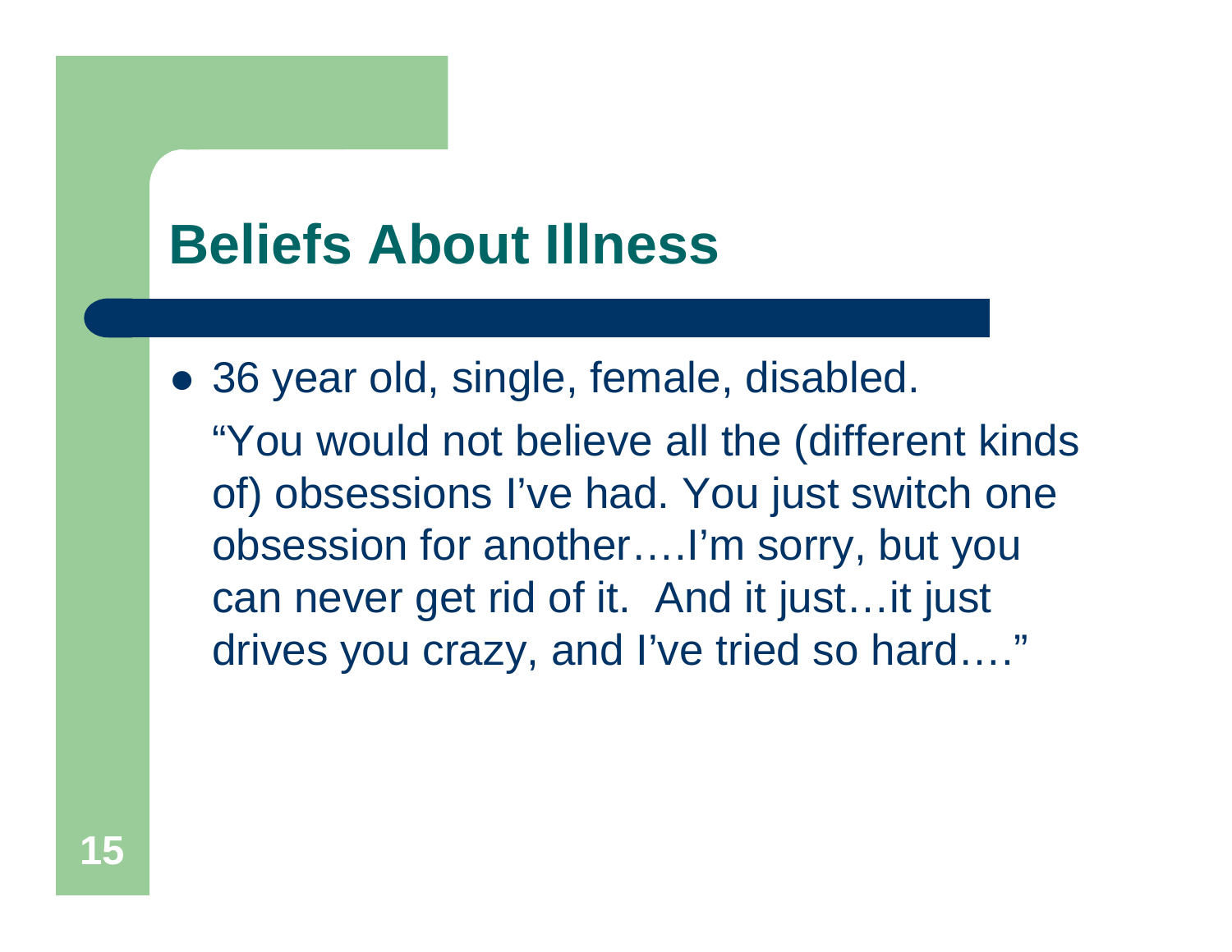# Beliefs About Illness

- 36 year old, single, female, disabled.

  "You would not believe all the (different kinds of) obsessions I've had. You just switch one obsession for another….I'm sorry, but you can never get rid of it. And it just…it just drives you crazy, and I've tried so hard…."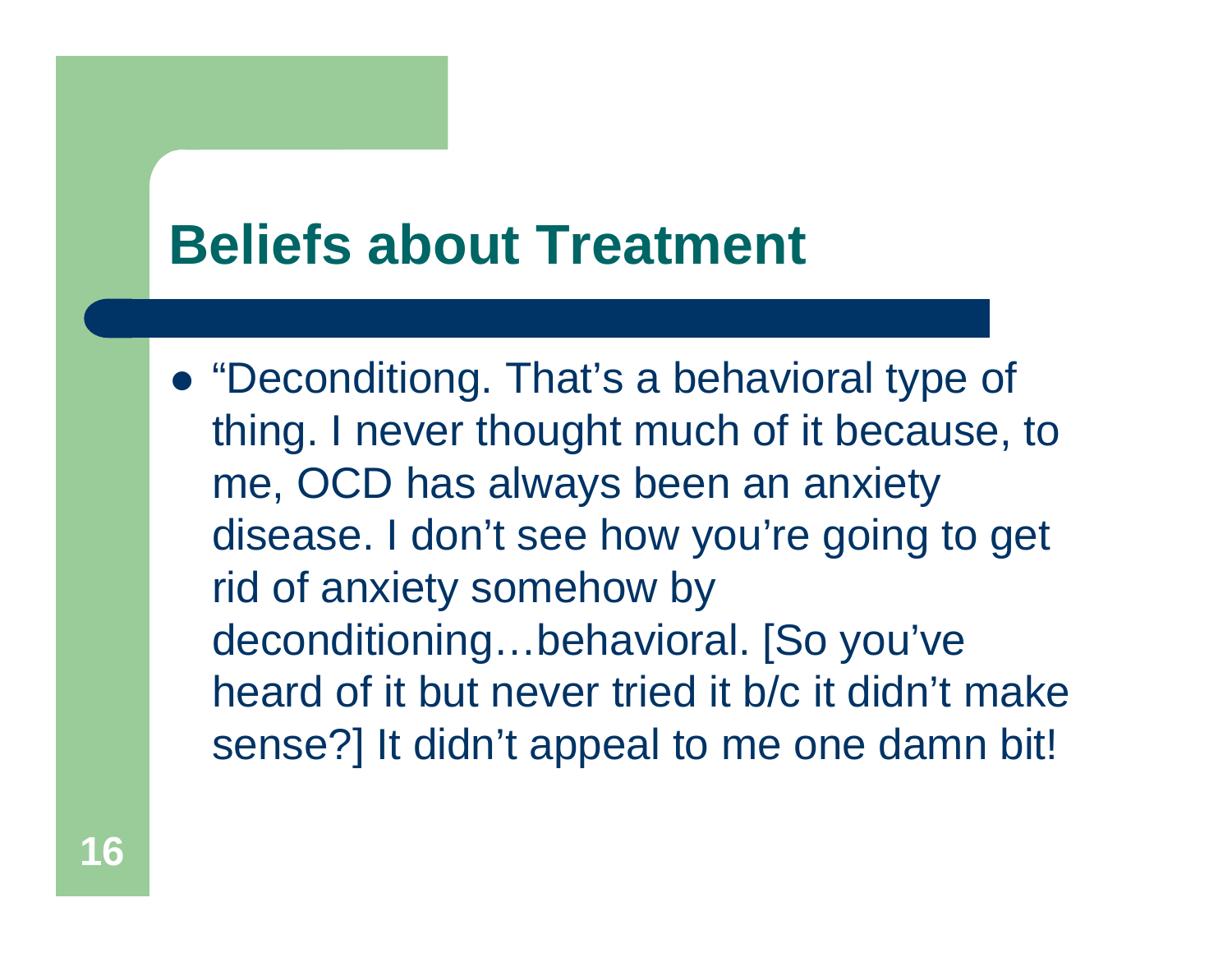# Beliefs about Treatment

- "Deconditiong. That's a behavioral type of thing. I never thought much of it because, to me, OCD has always been an anxiety disease. I don't see how you're going to get rid of anxiety somehow by deconditioning…behavioral. [So you've heard of it but never tried it b/c it didn't make sense?] It didn't appeal to me one damn bit!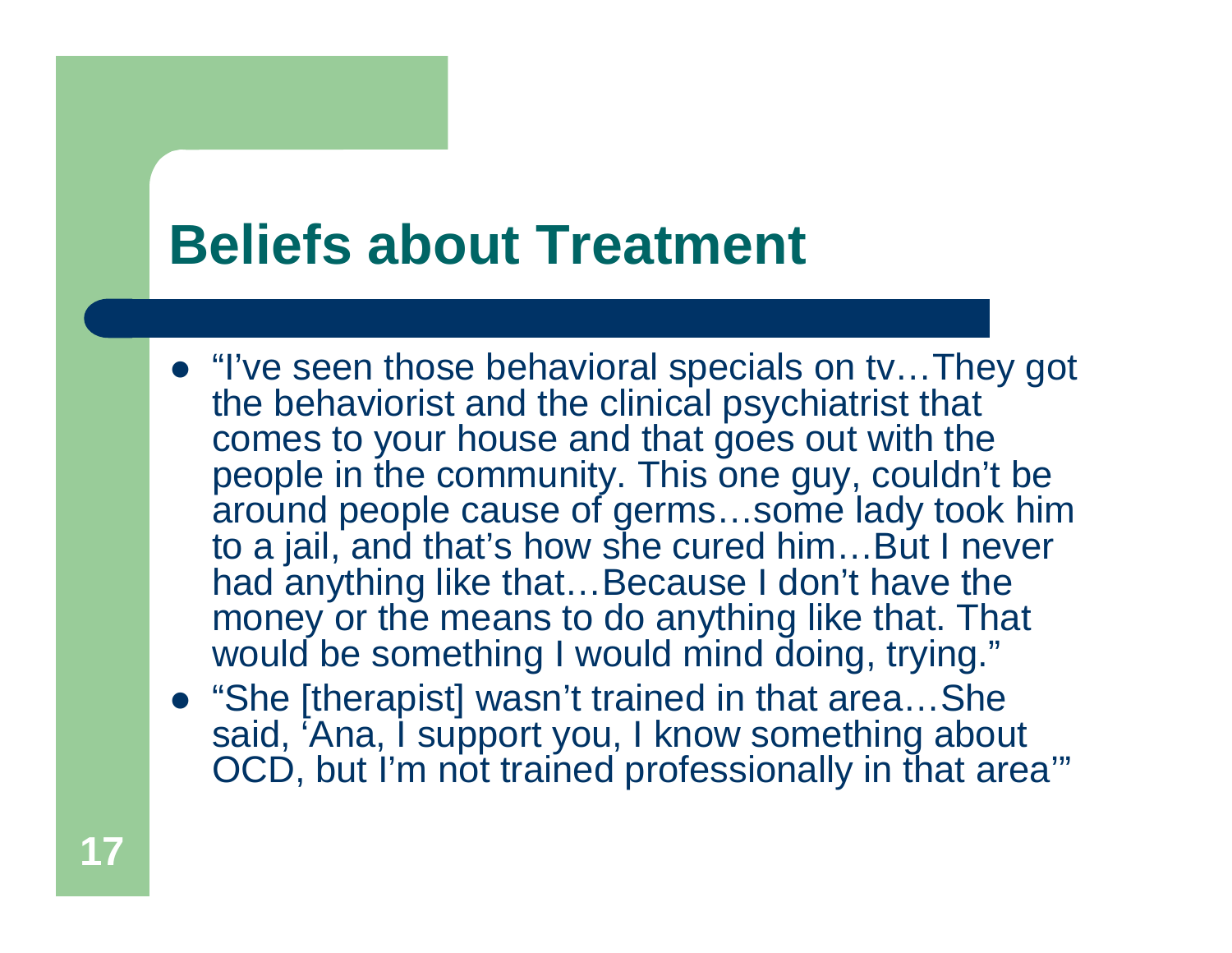# Beliefs about Treatment

- "I've seen those behavioral specials on tv…They got the behaviorist and the clinical psychiatrist that comes to your house and that goes out with the people in the community. This one guy, couldn't be around people cause of germs…some lady took him to a jail, and that's how she cured him…But I never had anything like that…Because I don't have the money or the means to do anything like that. That would be something I would mind doing, trying."
- "She [therapist] wasn't trained in that area…She said, 'Ana, I support you, I know something about OCD, but I'm not trained professionally in that area'"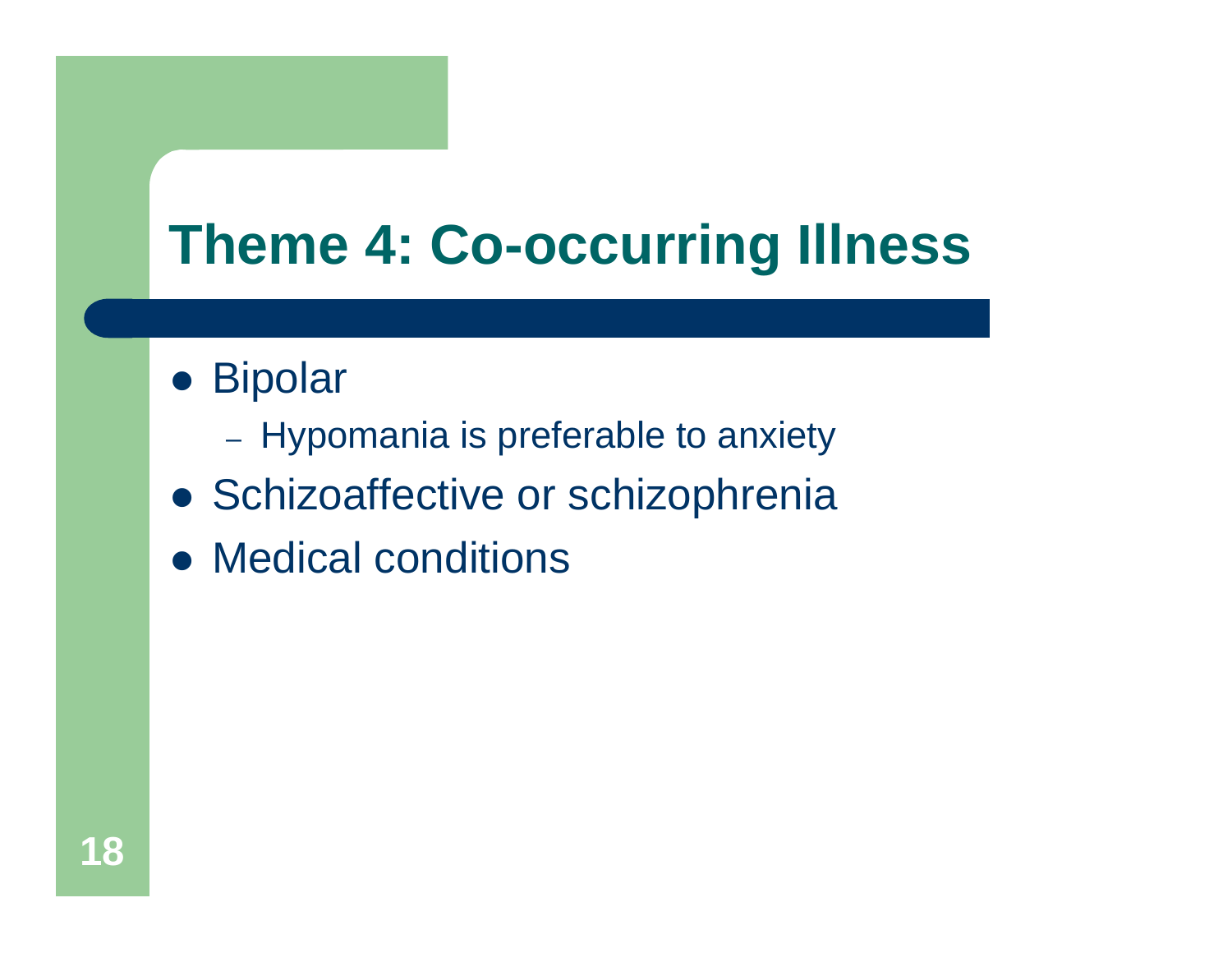# Theme 4: Co-occurring Illness

- Bipolar
  - Hypomania is preferable to anxiety
- Schizoaffective or schizophrenia
- Medical conditions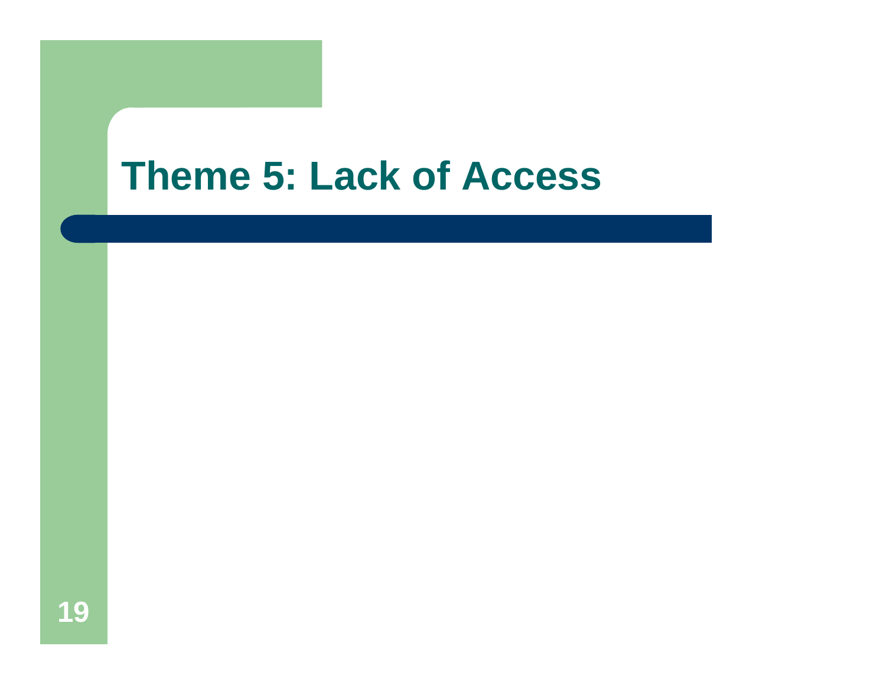# Theme 5: Lack of Access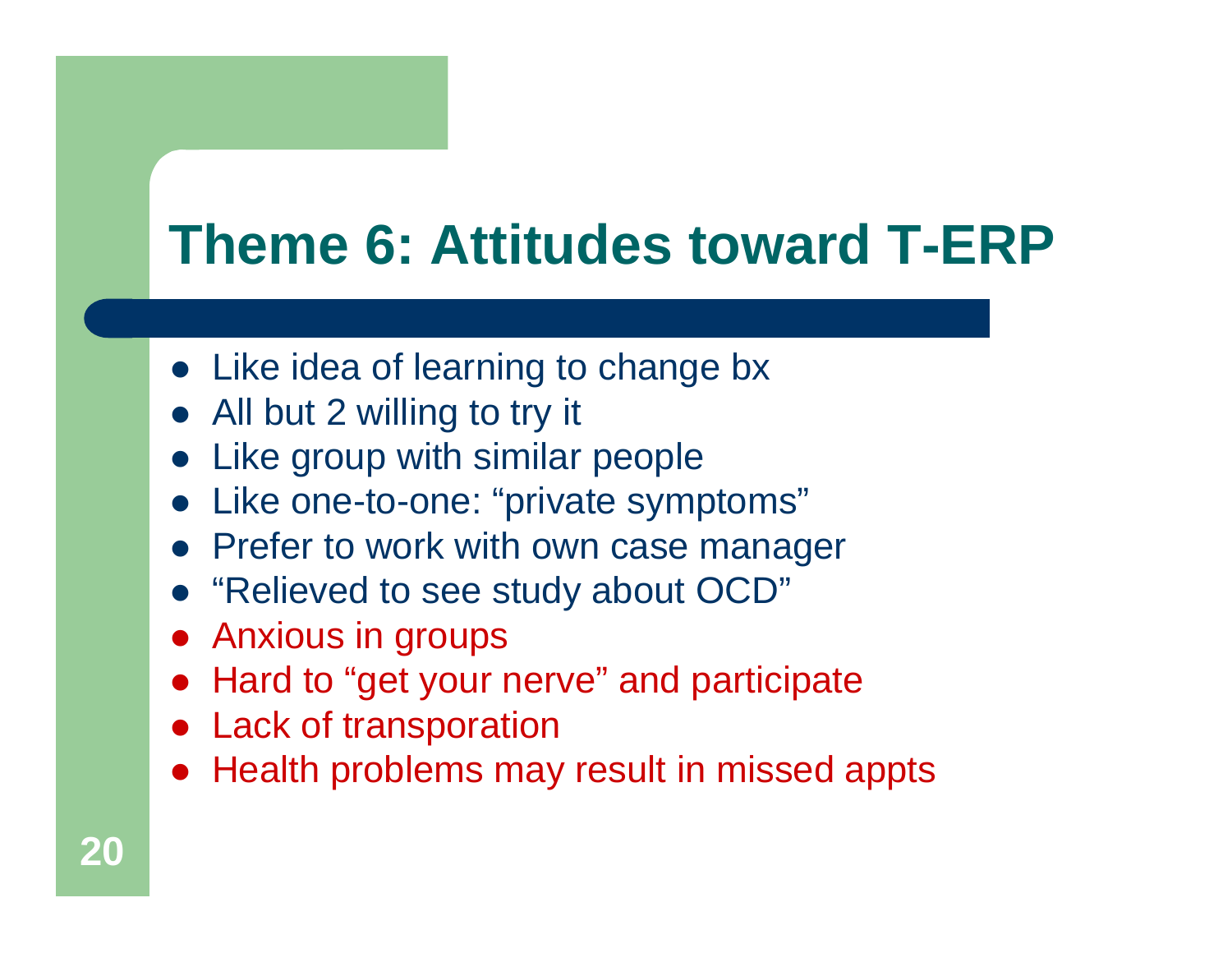# Theme 6: Attitudes toward T-ERP

- Like idea of learning to change bx
- All but 2 willing to try it
- Like group with similar people
- Like one-to-one: "private symptoms"
- Prefer to work with own case manager
- "Relieved to see study about OCD"
- Anxious in groups
- Hard to "get your nerve" and participate
- Lack of transporation
- Health problems may result in missed appts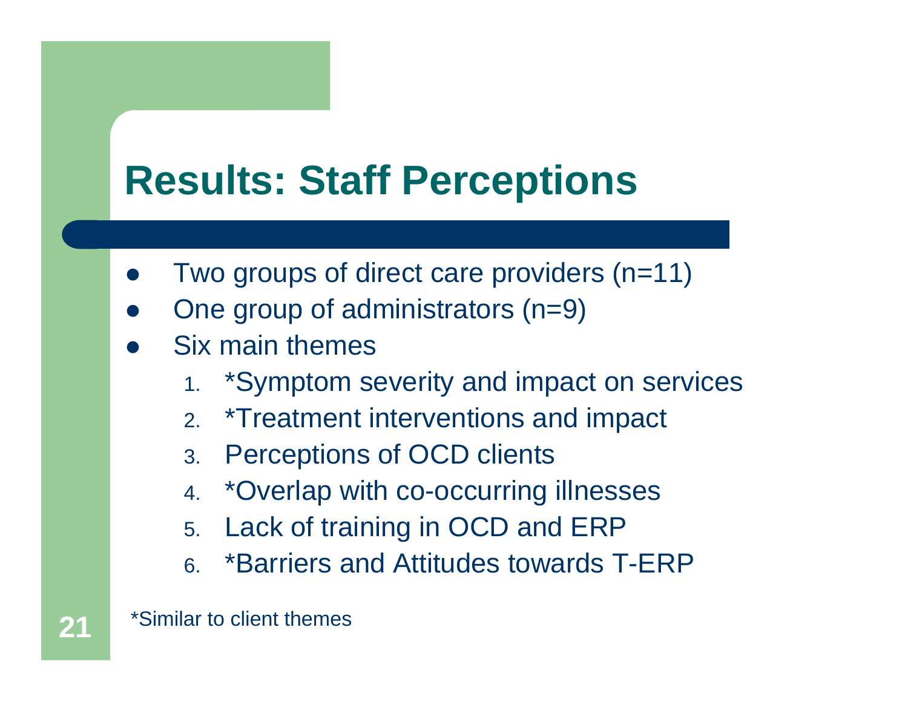# Results: Staff Perceptions

- Two groups of direct care providers (n=11)
- One group of administrators (n=9)
- Six main themes
  1. *Symptom severity and impact on services
  2. *Treatment interventions and impact
  3. Perceptions of OCD clients
  4. *Overlap with co-occurring illnesses
  5. Lack of training in OCD and ERP
  6. *Barriers and Attitudes towards T-ERP

*Similar to client themes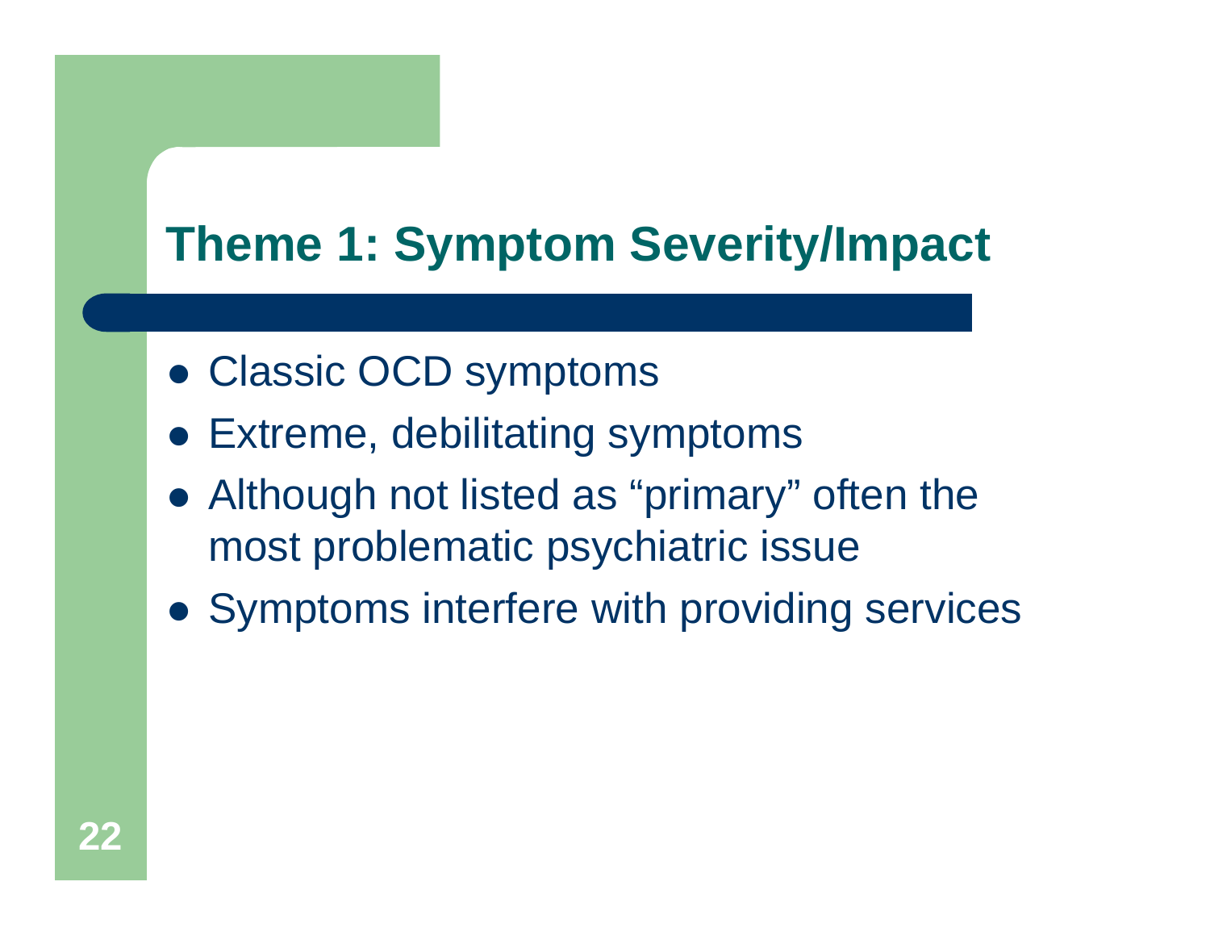# Theme 1: Symptom Severity/Impact

- Classic OCD symptoms
- Extreme, debilitating symptoms
- Although not listed as "primary" often the most problematic psychiatric issue
- Symptoms interfere with providing services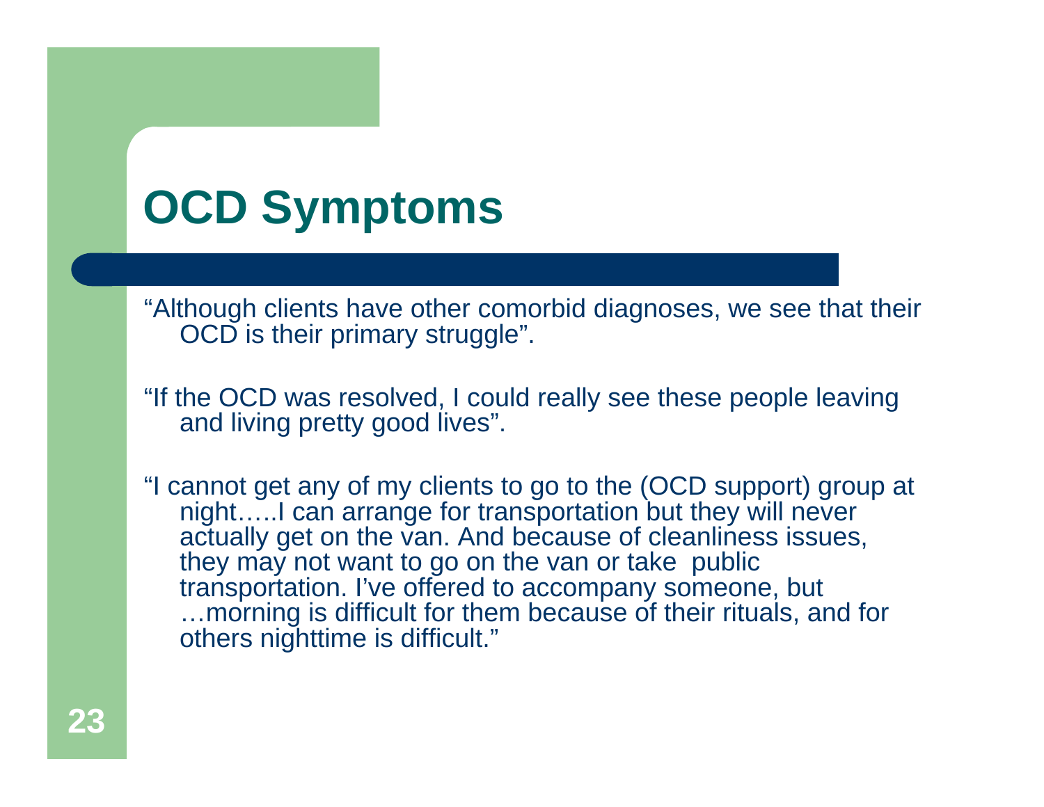# OCD Symptoms

"Although clients have other comorbid diagnoses, we see that their OCD is their primary struggle".

"If the OCD was resolved, I could really see these people leaving and living pretty good lives".

"I cannot get any of my clients to go to the (OCD support) group at night…..I can arrange for transportation but they will never actually get on the van. And because of cleanliness issues, they may not want to go on the van or take public transportation. I've offered to accompany someone, but …morning is difficult for them because of their rituals, and for others nighttime is difficult."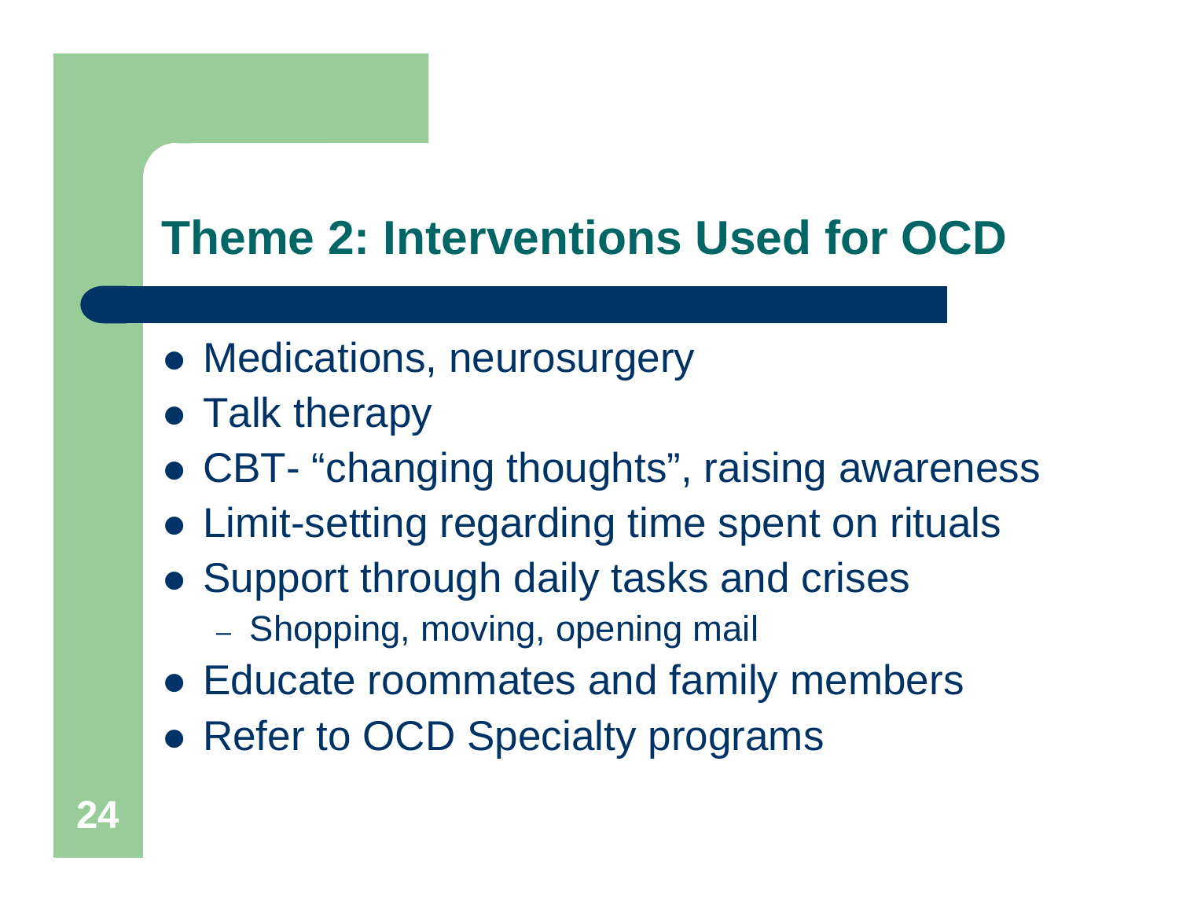## Theme 2: Interventions Used for OCD

- Medications, neurosurgery
- Talk therapy
- CBT- "changing thoughts", raising awareness
- Limit-setting regarding time spent on rituals
- Support through daily tasks and crises
  - Shopping, moving, opening mail
- Educate roommates and family members
- Refer to OCD Specialty programs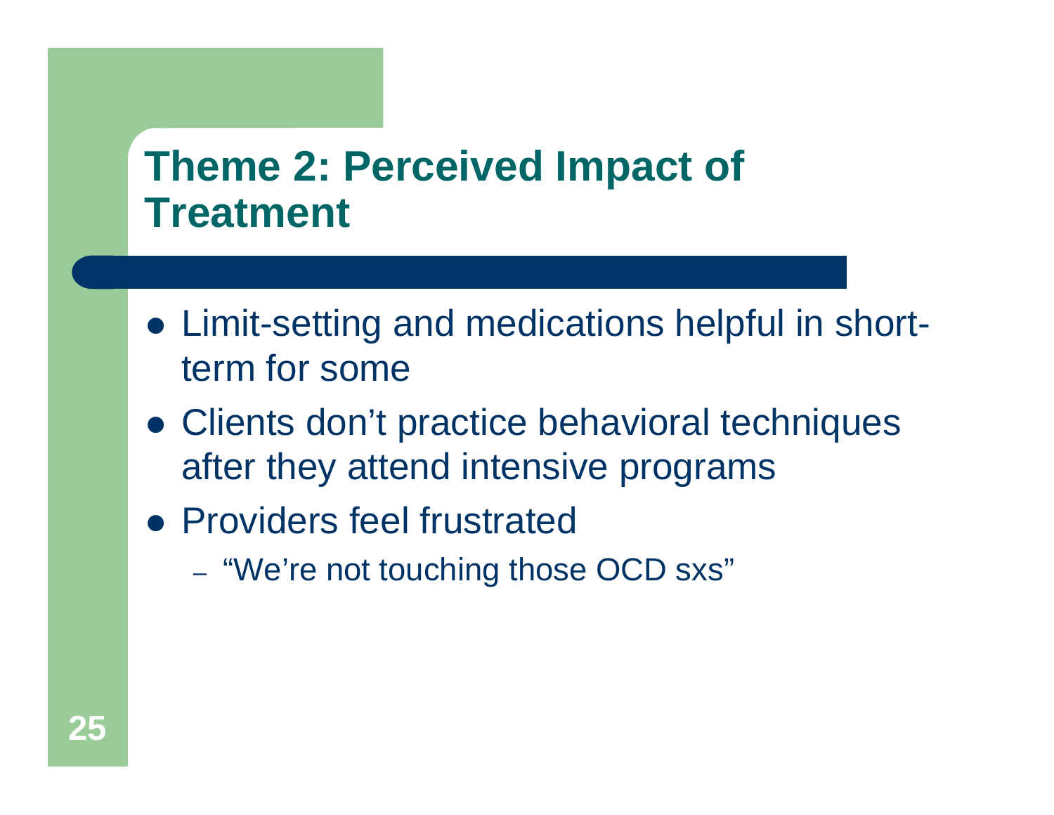# Theme 2: Perceived Impact of Treatment

- Limit-setting and medications helpful in short-term for some
- Clients don't practice behavioral techniques after they attend intensive programs
- Providers feel frustrated
  - "We're not touching those OCD sxs"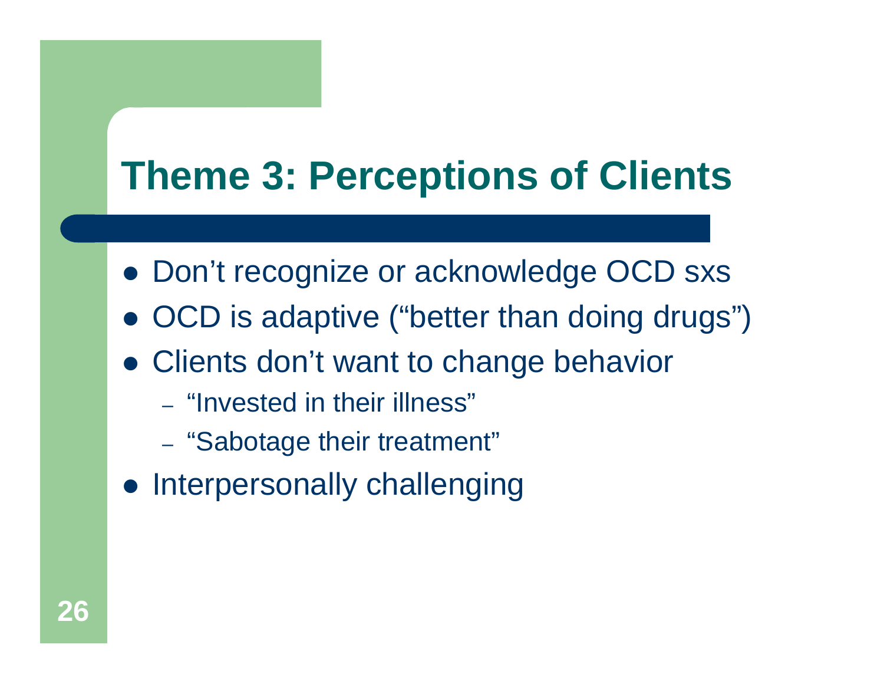# Theme 3: Perceptions of Clients

- Don't recognize or acknowledge OCD sxs
- OCD is adaptive ("better than doing drugs")
- Clients don't want to change behavior
  - "Invested in their illness"
  - "Sabotage their treatment"
- Interpersonally challenging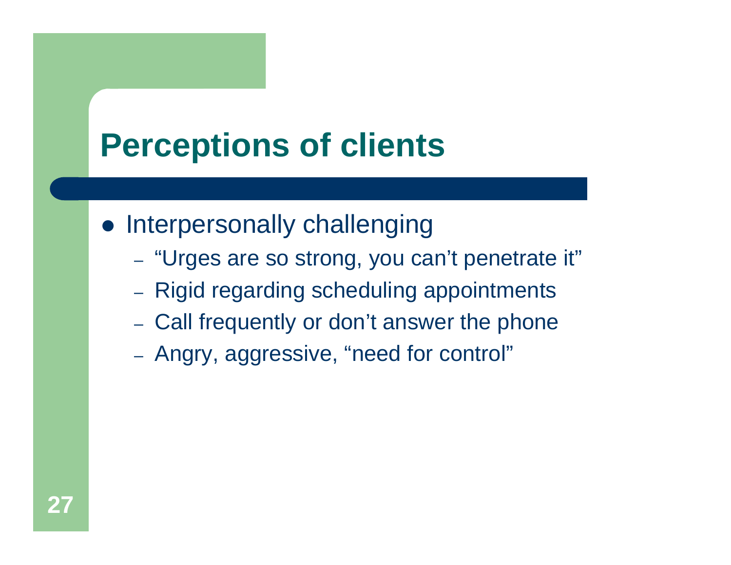# Perceptions of clients

- Interpersonally challenging
  - "Urges are so strong, you can't penetrate it"
  - Rigid regarding scheduling appointments
  - Call frequently or don't answer the phone
  - Angry, aggressive, "need for control"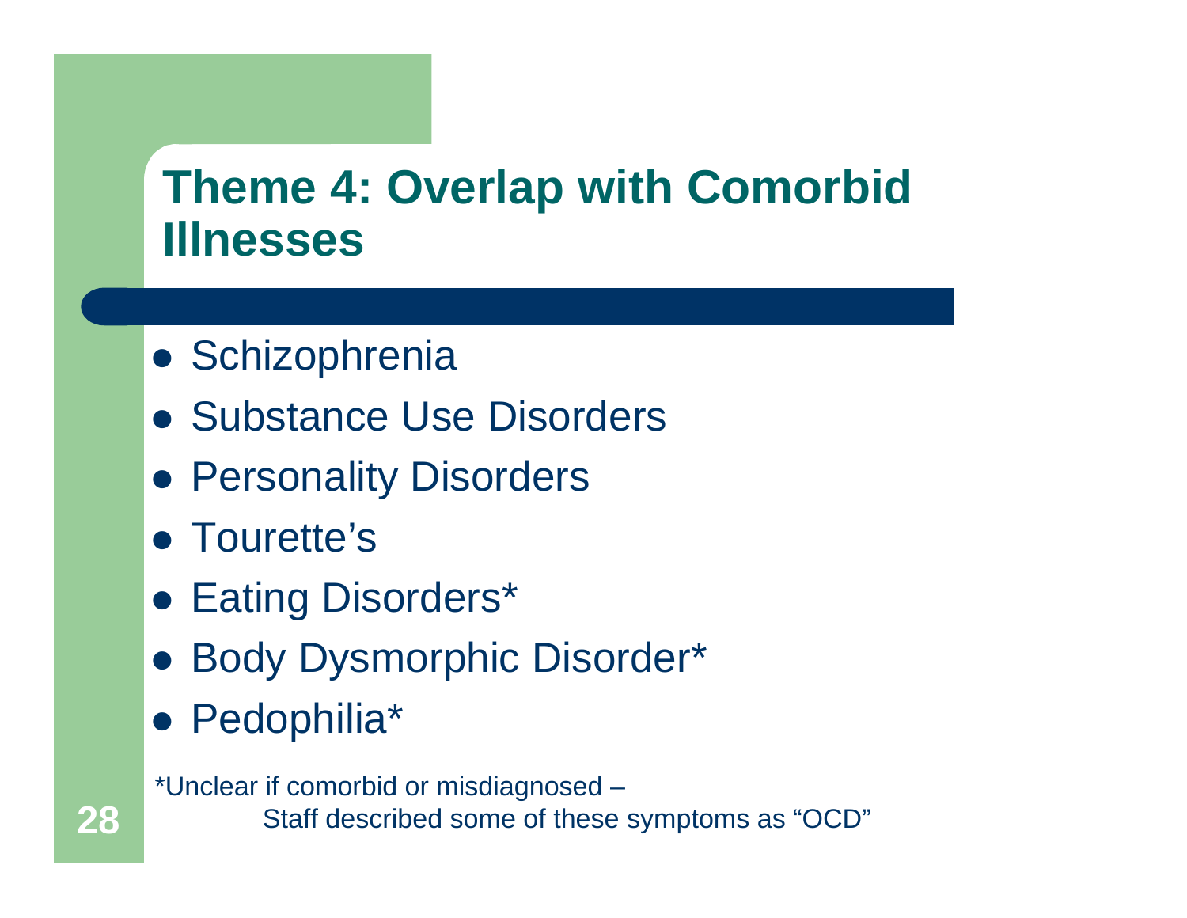# Theme 4: Overlap with Comorbid Illnesses

- Schizophrenia
- Substance Use Disorders
- Personality Disorders
- Tourette's
- Eating Disorders*
- Body Dysmorphic Disorder*
- Pedophilia*

*Unclear if comorbid or misdiagnosed –
Staff described some of these symptoms as "OCD"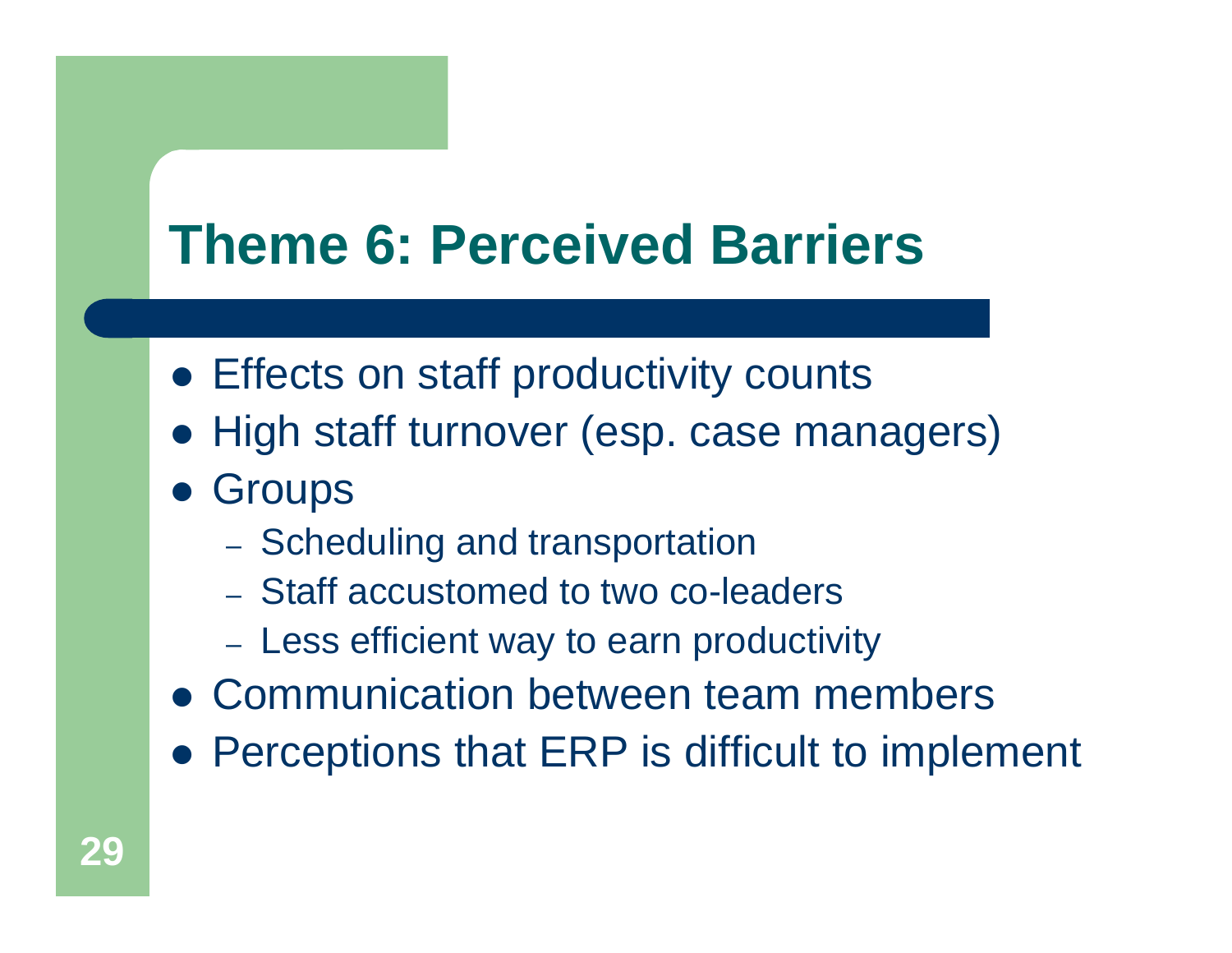# Theme 6: Perceived Barriers

- Effects on staff productivity counts
- High staff turnover (esp. case managers)
- Groups
  - Scheduling and transportation
  - Staff accustomed to two co-leaders
  - Less efficient way to earn productivity
- Communication between team members
- Perceptions that ERP is difficult to implement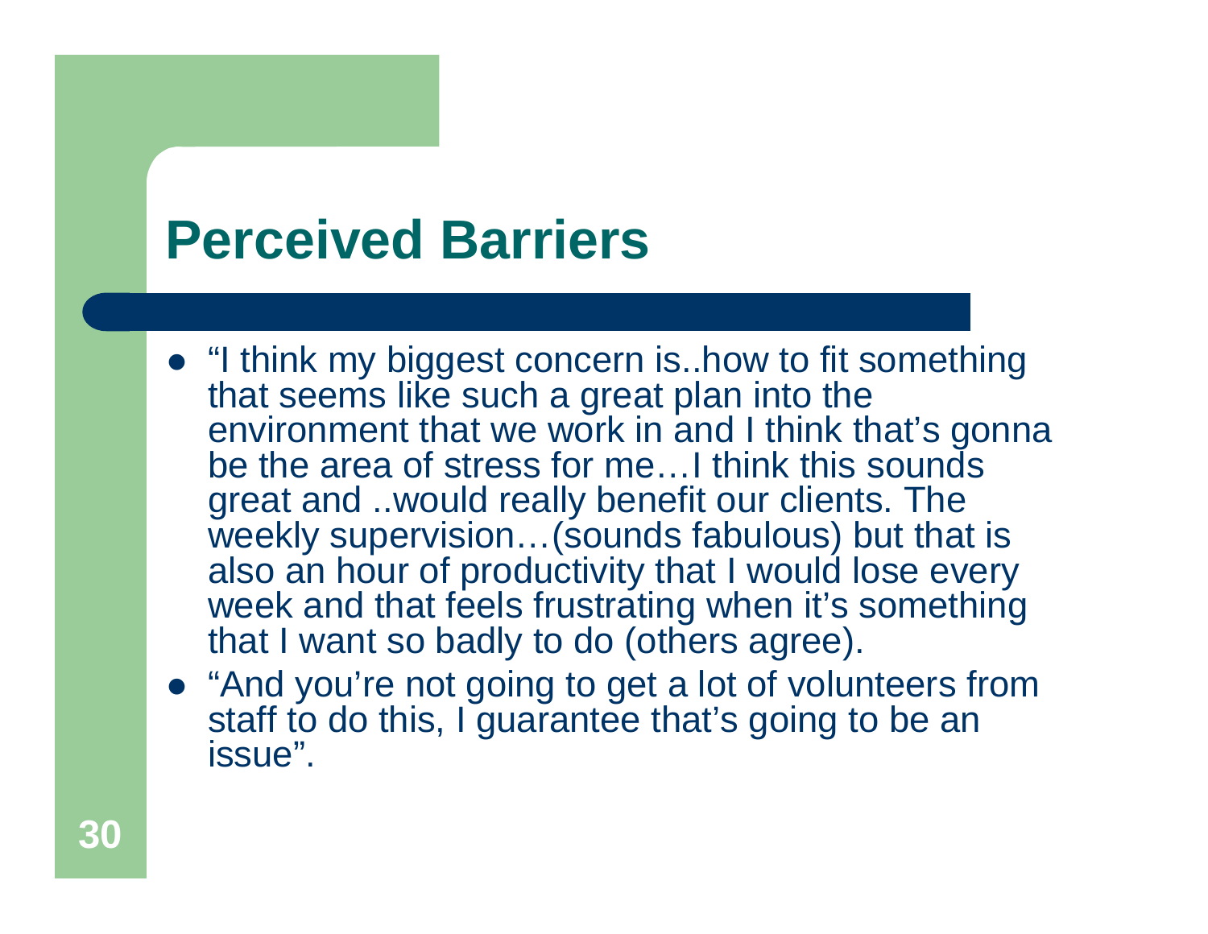# Perceived Barriers

- "I think my biggest concern is..how to fit something that seems like such a great plan into the environment that we work in and I think that's gonna be the area of stress for me…I think this sounds great and ..would really benefit our clients. The weekly supervision…(sounds fabulous) but that is also an hour of productivity that I would lose every week and that feels frustrating when it's something that I want so badly to do (others agree).
- "And you're not going to get a lot of volunteers from staff to do this, I guarantee that's going to be an issue".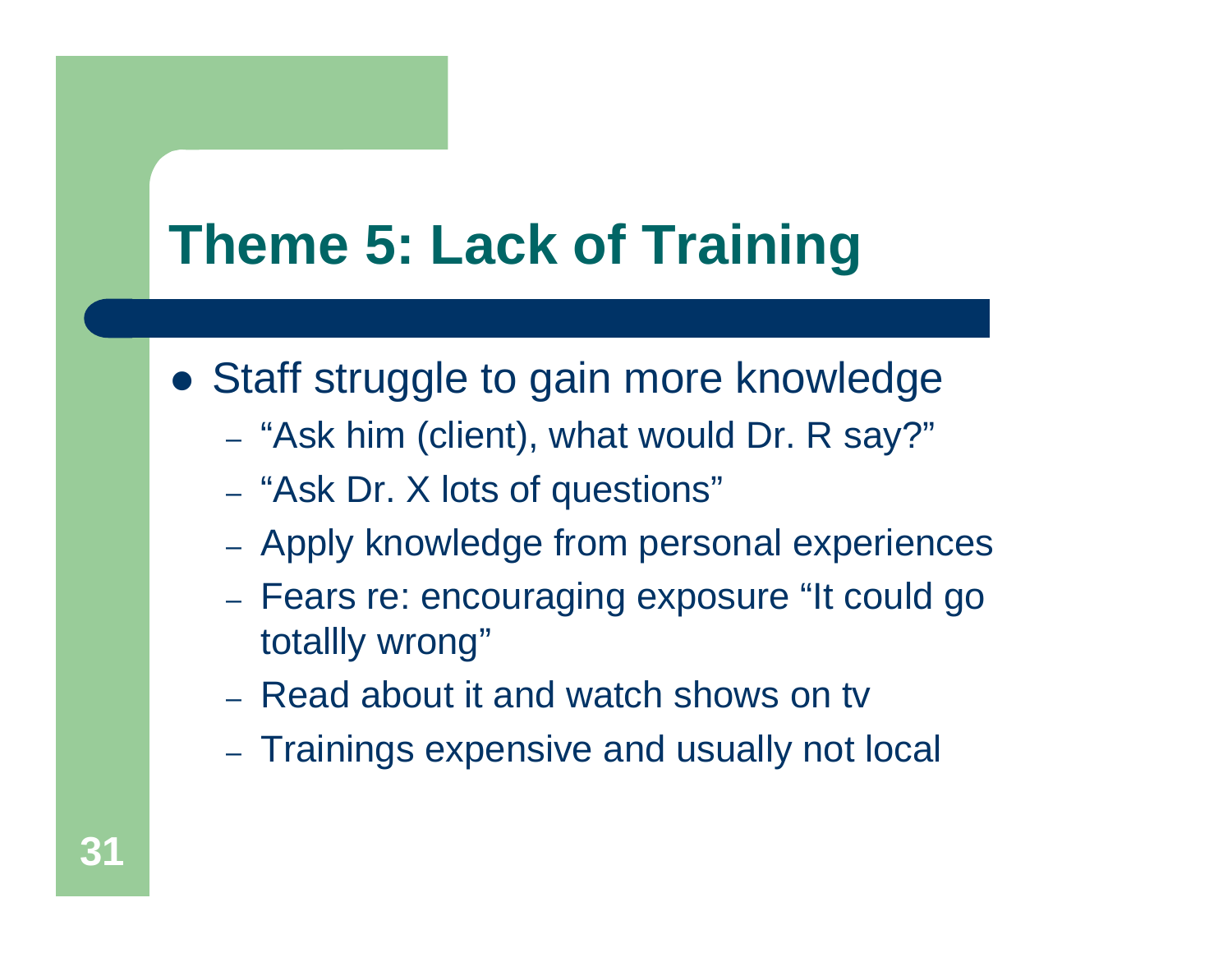# Theme 5: Lack of Training

- Staff struggle to gain more knowledge
  - "Ask him (client), what would Dr. R say?"
  - "Ask Dr. X lots of questions"
  - Apply knowledge from personal experiences
  - Fears re: encouraging exposure "It could go totallly wrong"
  - Read about it and watch shows on tv
  - Trainings expensive and usually not local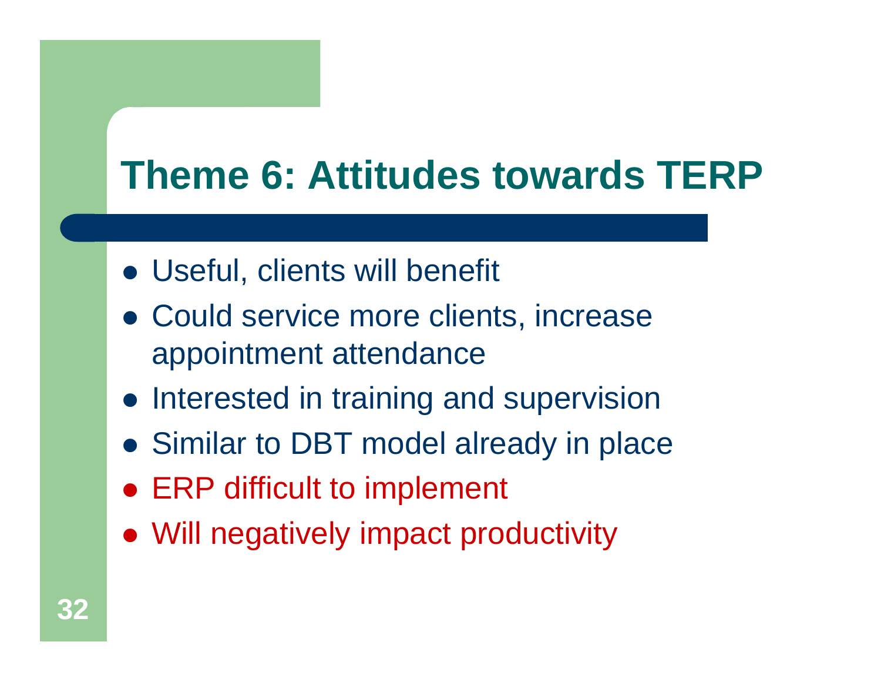# Theme 6: Attitudes towards TERP

- Useful, clients will benefit
- Could service more clients, increase appointment attendance
- Interested in training and supervision
- Similar to DBT model already in place
- ERP difficult to implement
- Will negatively impact productivity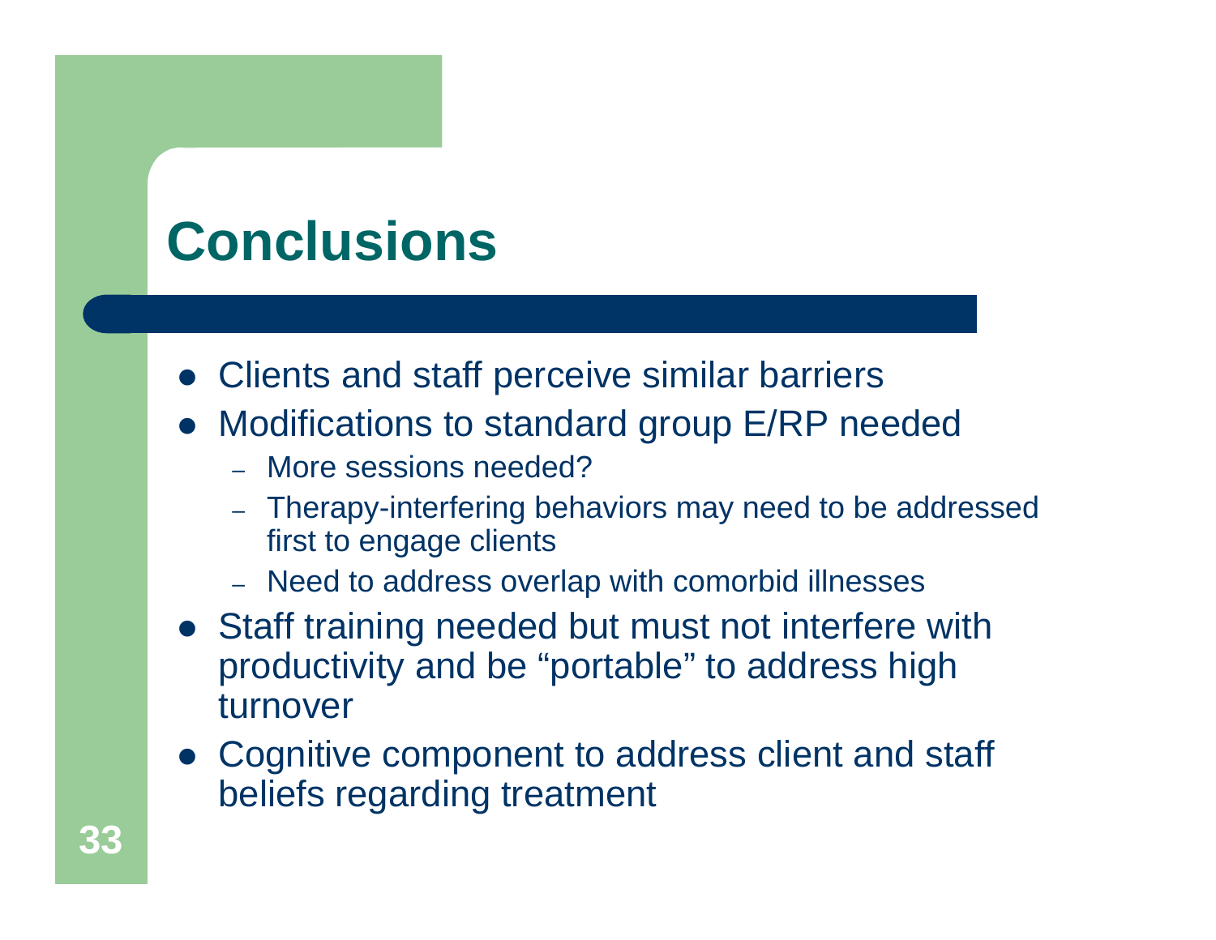# Conclusions

- Clients and staff perceive similar barriers
- Modifications to standard group E/RP needed
  - More sessions needed?
  - Therapy-interfering behaviors may need to be addressed first to engage clients
  - Need to address overlap with comorbid illnesses
- Staff training needed but must not interfere with productivity and be “portable” to address high turnover
- Cognitive component to address client and staff beliefs regarding treatment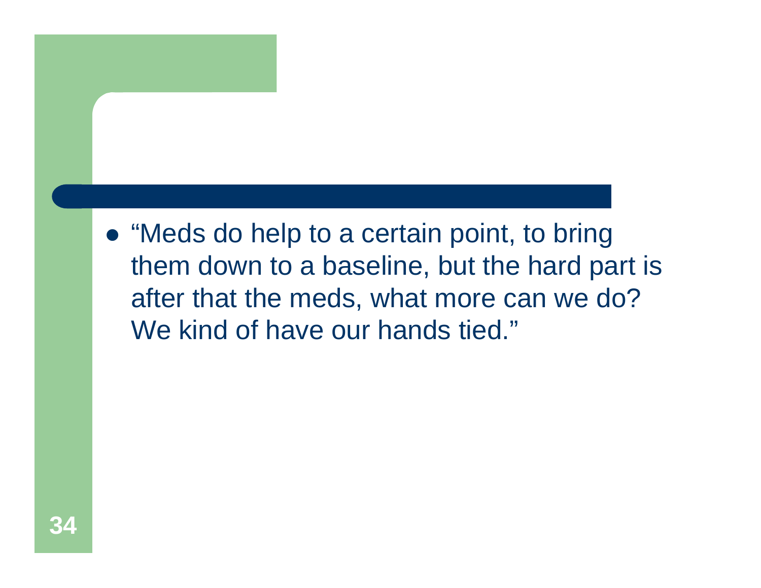- "Meds do help to a certain point, to bring them down to a baseline, but the hard part is after that the meds, what more can we do? We kind of have our hands tied."